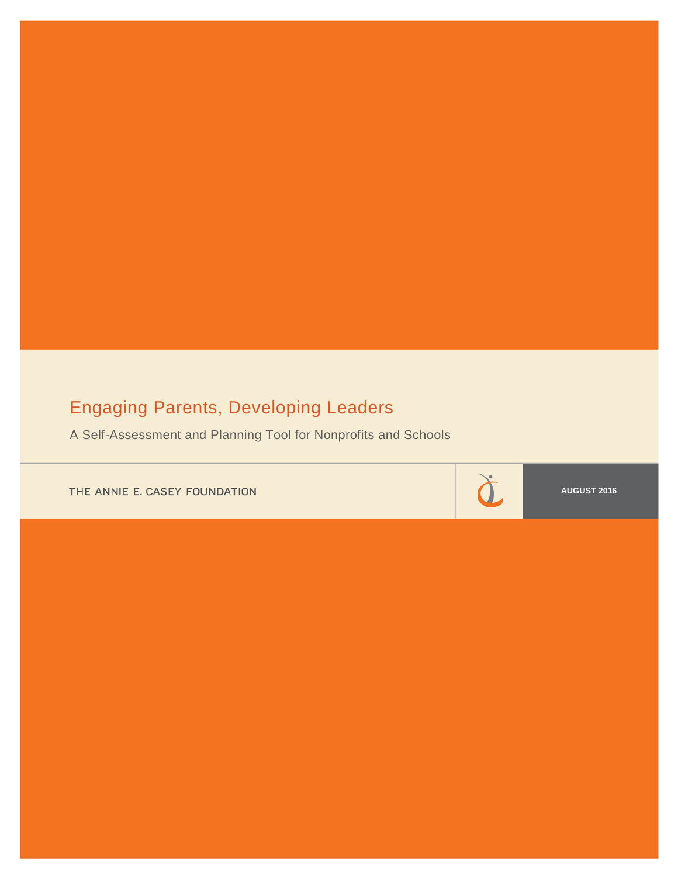# Engaging Parents, Developing Leaders

A Self-Assessment and Planning Tool for Nonprofits and Schools

THE ANNIE E. CASEY FOUNDATION

AUGUST 2016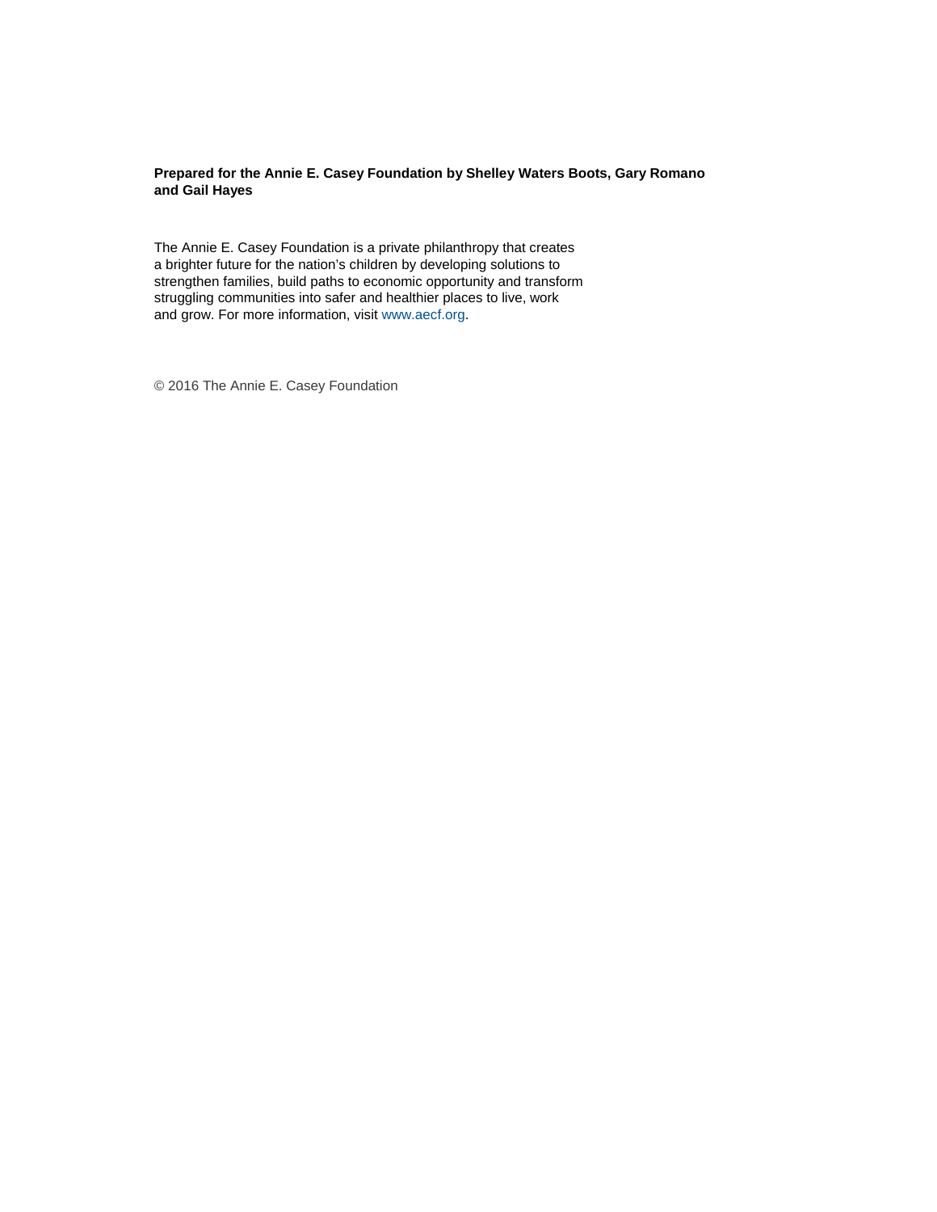**Prepared for the Annie E. Casey Foundation by Shelley Waters Boots, Gary Romano and Gail Hayes**

The Annie E. Casey Foundation is a private philanthropy that creates a brighter future for the nation's children by developing solutions to strengthen families, build paths to economic opportunity and transform struggling communities into safer and healthier places to live, work and grow. For more information, visit www.aecf.org.

© 2016 The Annie E. Casey Foundation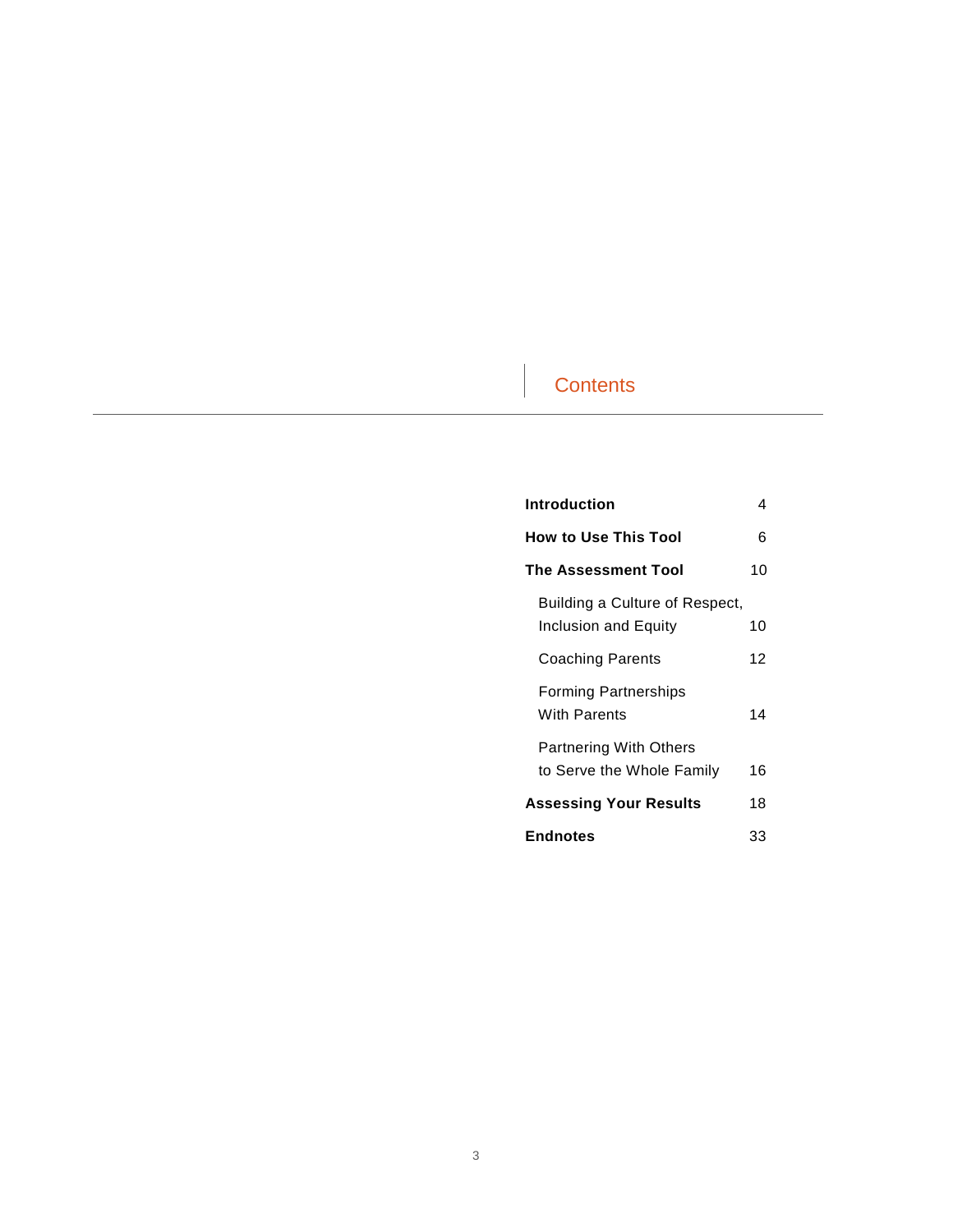# Contents

| | |
|---|---|
| **Introduction** | 4 |
| **How to Use This Tool** | 6 |
| **The Assessment Tool** | 10 |
| Building a Culture of Respect, Inclusion and Equity | 10 |
| Coaching Parents | 12 |
| Forming Partnerships With Parents | 14 |
| Partnering With Others to Serve the Whole Family | 16 |
| **Assessing Your Results** | 18 |
| **Endnotes** | 33 |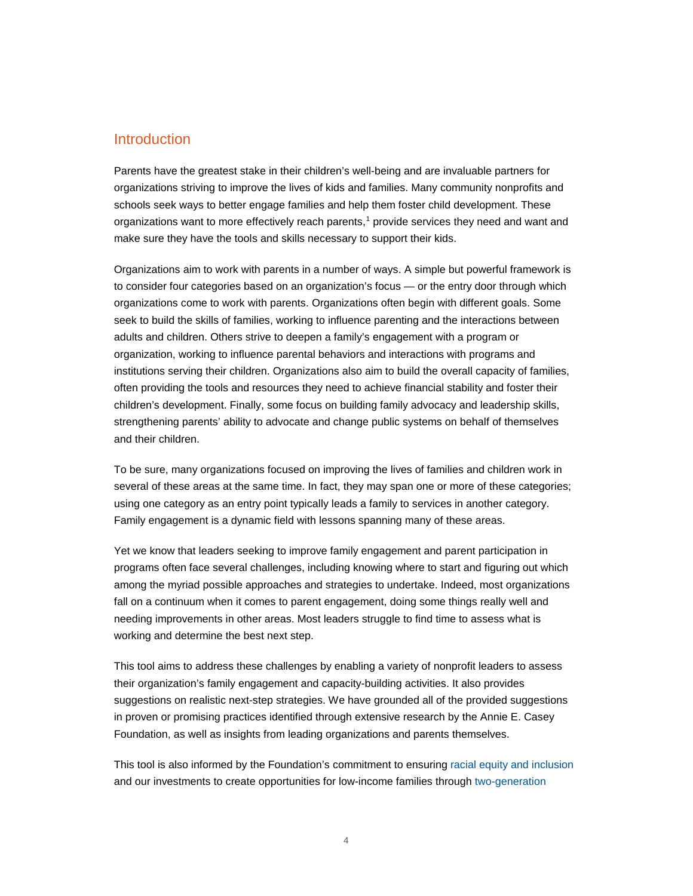## Introduction

Parents have the greatest stake in their children's well-being and are invaluable partners for organizations striving to improve the lives of kids and families. Many community nonprofits and schools seek ways to better engage families and help them foster child development. These organizations want to more effectively reach parents,[1] provide services they need and want and make sure they have the tools and skills necessary to support their kids.

Organizations aim to work with parents in a number of ways. A simple but powerful framework is to consider four categories based on an organization's focus — or the entry door through which organizations come to work with parents. Organizations often begin with different goals. Some seek to build the skills of families, working to influence parenting and the interactions between adults and children. Others strive to deepen a family's engagement with a program or organization, working to influence parental behaviors and interactions with programs and institutions serving their children. Organizations also aim to build the overall capacity of families, often providing the tools and resources they need to achieve financial stability and foster their children's development. Finally, some focus on building family advocacy and leadership skills, strengthening parents' ability to advocate and change public systems on behalf of themselves and their children.

To be sure, many organizations focused on improving the lives of families and children work in several of these areas at the same time. In fact, they may span one or more of these categories; using one category as an entry point typically leads a family to services in another category. Family engagement is a dynamic field with lessons spanning many of these areas.

Yet we know that leaders seeking to improve family engagement and parent participation in programs often face several challenges, including knowing where to start and figuring out which among the myriad possible approaches and strategies to undertake. Indeed, most organizations fall on a continuum when it comes to parent engagement, doing some things really well and needing improvements in other areas. Most leaders struggle to find time to assess what is working and determine the best next step.

This tool aims to address these challenges by enabling a variety of nonprofit leaders to assess their organization's family engagement and capacity-building activities. It also provides suggestions on realistic next-step strategies. We have grounded all of the provided suggestions in proven or promising practices identified through extensive research by the Annie E. Casey Foundation, as well as insights from leading organizations and parents themselves.

This tool is also informed by the Foundation's commitment to ensuring racial equity and inclusion and our investments to create opportunities for low-income families through two-generation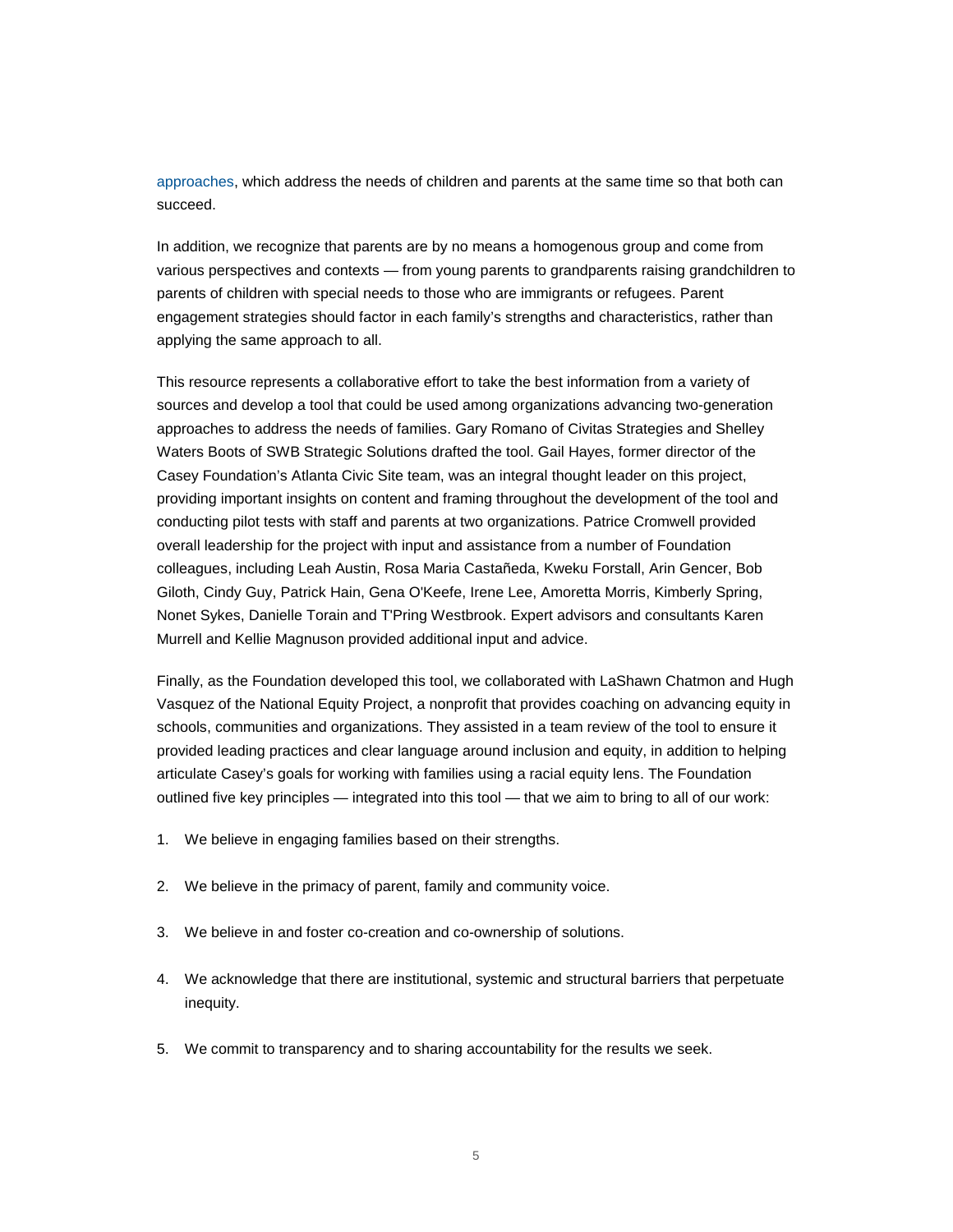approaches, which address the needs of children and parents at the same time so that both can succeed.

In addition, we recognize that parents are by no means a homogenous group and come from various perspectives and contexts — from young parents to grandparents raising grandchildren to parents of children with special needs to those who are immigrants or refugees. Parent engagement strategies should factor in each family's strengths and characteristics, rather than applying the same approach to all.

This resource represents a collaborative effort to take the best information from a variety of sources and develop a tool that could be used among organizations advancing two-generation approaches to address the needs of families. Gary Romano of Civitas Strategies and Shelley Waters Boots of SWB Strategic Solutions drafted the tool. Gail Hayes, former director of the Casey Foundation's Atlanta Civic Site team, was an integral thought leader on this project, providing important insights on content and framing throughout the development of the tool and conducting pilot tests with staff and parents at two organizations. Patrice Cromwell provided overall leadership for the project with input and assistance from a number of Foundation colleagues, including Leah Austin, Rosa Maria Castañeda, Kweku Forstall, Arin Gencer, Bob Giloth, Cindy Guy, Patrick Hain, Gena O'Keefe, Irene Lee, Amoretta Morris, Kimberly Spring, Nonet Sykes, Danielle Torain and T'Pring Westbrook. Expert advisors and consultants Karen Murrell and Kellie Magnuson provided additional input and advice.

Finally, as the Foundation developed this tool, we collaborated with LaShawn Chatmon and Hugh Vasquez of the National Equity Project, a nonprofit that provides coaching on advancing equity in schools, communities and organizations. They assisted in a team review of the tool to ensure it provided leading practices and clear language around inclusion and equity, in addition to helping articulate Casey's goals for working with families using a racial equity lens. The Foundation outlined five key principles — integrated into this tool — that we aim to bring to all of our work:

1. We believe in engaging families based on their strengths.
2. We believe in the primacy of parent, family and community voice.
3. We believe in and foster co-creation and co-ownership of solutions.
4. We acknowledge that there are institutional, systemic and structural barriers that perpetuate inequity.
5. We commit to transparency and to sharing accountability for the results we seek.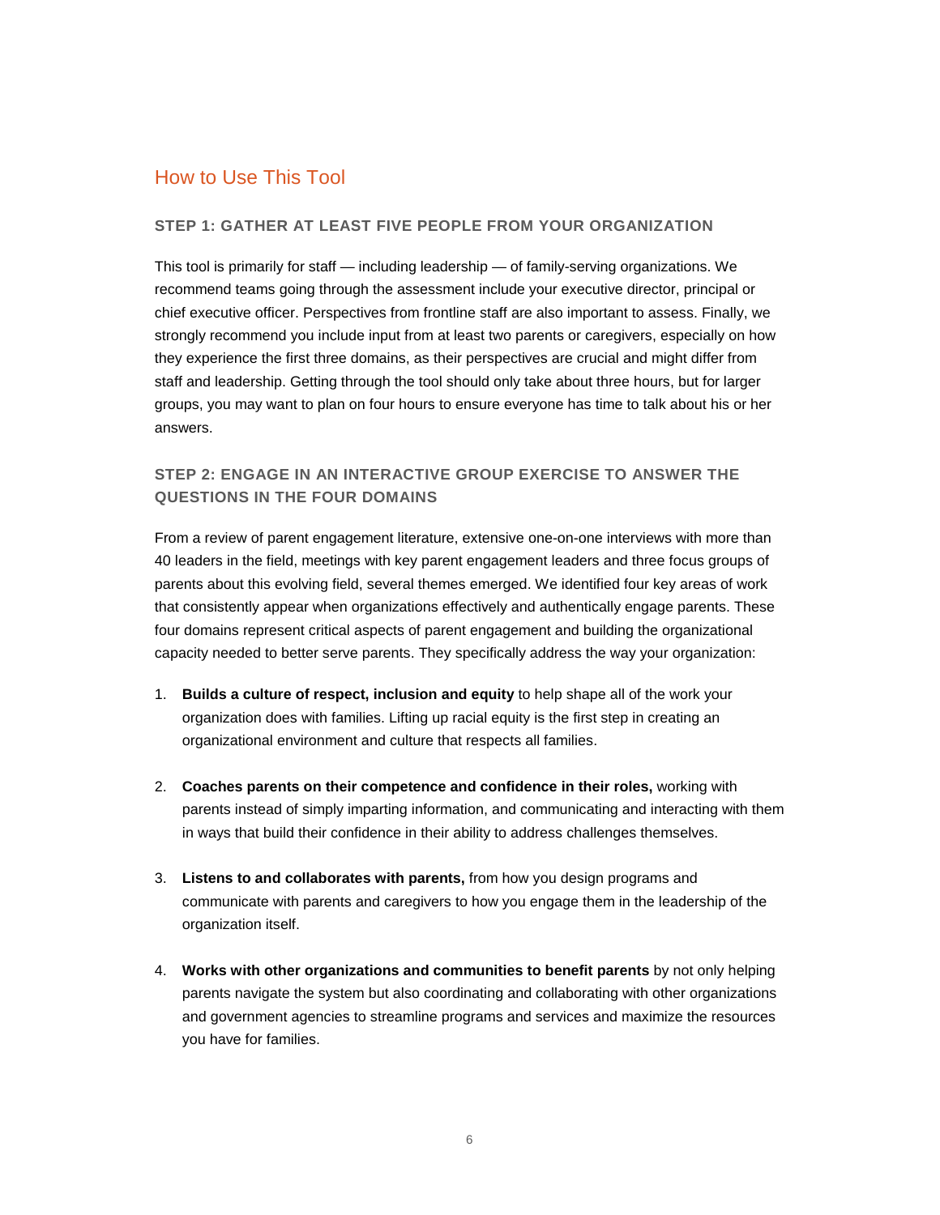## How to Use This Tool

### STEP 1: GATHER AT LEAST FIVE PEOPLE FROM YOUR ORGANIZATION

This tool is primarily for staff — including leadership — of family-serving organizations. We recommend teams going through the assessment include your executive director, principal or chief executive officer. Perspectives from frontline staff are also important to assess. Finally, we strongly recommend you include input from at least two parents or caregivers, especially on how they experience the first three domains, as their perspectives are crucial and might differ from staff and leadership. Getting through the tool should only take about three hours, but for larger groups, you may want to plan on four hours to ensure everyone has time to talk about his or her answers.

### STEP 2: ENGAGE IN AN INTERACTIVE GROUP EXERCISE TO ANSWER THE QUESTIONS IN THE FOUR DOMAINS

From a review of parent engagement literature, extensive one-on-one interviews with more than 40 leaders in the field, meetings with key parent engagement leaders and three focus groups of parents about this evolving field, several themes emerged. We identified four key areas of work that consistently appear when organizations effectively and authentically engage parents. These four domains represent critical aspects of parent engagement and building the organizational capacity needed to better serve parents. They specifically address the way your organization:

1. **Builds a culture of respect, inclusion and equity** to help shape all of the work your organization does with families. Lifting up racial equity is the first step in creating an organizational environment and culture that respects all families.

2. **Coaches parents on their competence and confidence in their roles,** working with parents instead of simply imparting information, and communicating and interacting with them in ways that build their confidence in their ability to address challenges themselves.

3. **Listens to and collaborates with parents,** from how you design programs and communicate with parents and caregivers to how you engage them in the leadership of the organization itself.

4. **Works with other organizations and communities to benefit parents** by not only helping parents navigate the system but also coordinating and collaborating with other organizations and government agencies to streamline programs and services and maximize the resources you have for families.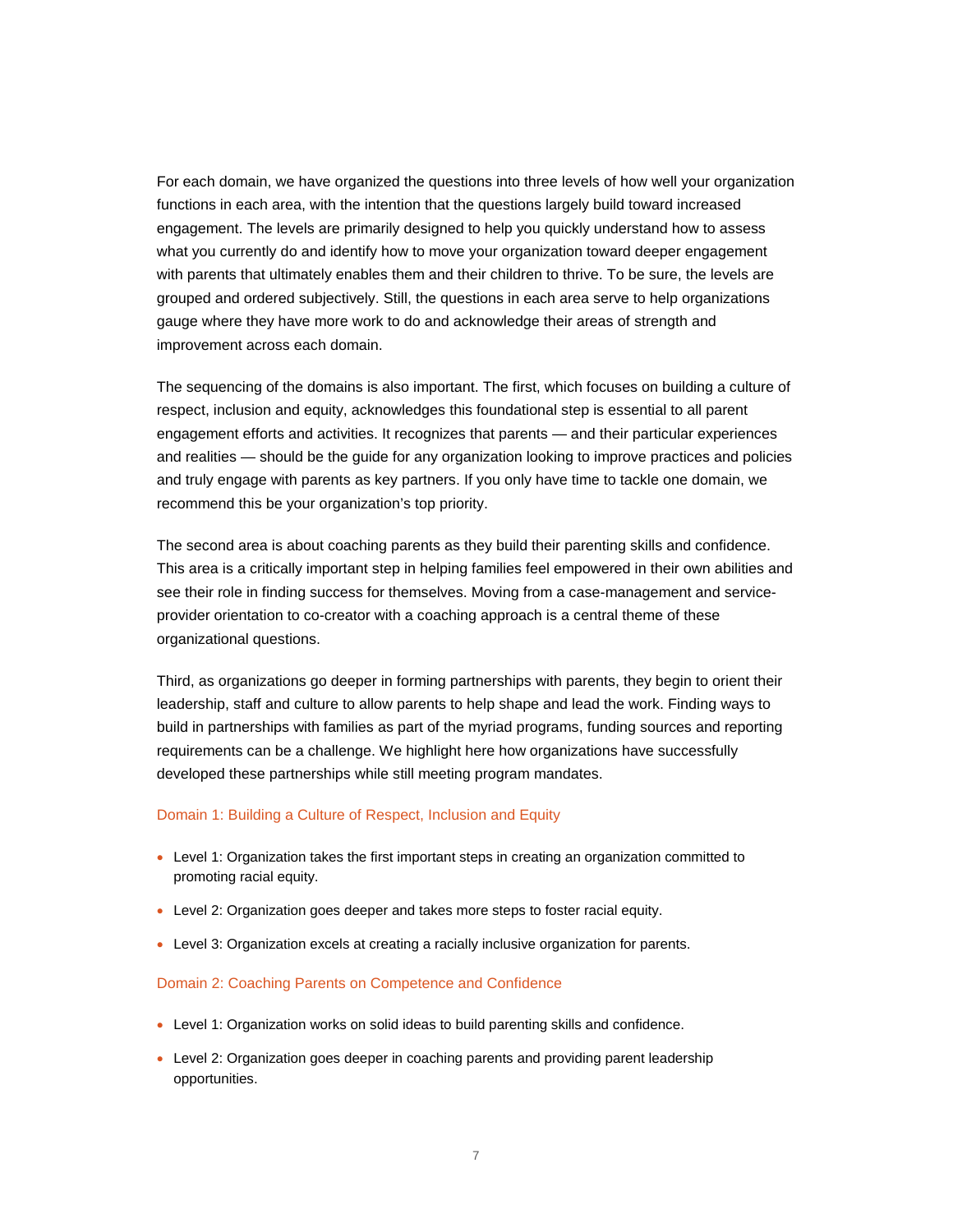For each domain, we have organized the questions into three levels of how well your organization functions in each area, with the intention that the questions largely build toward increased engagement. The levels are primarily designed to help you quickly understand how to assess what you currently do and identify how to move your organization toward deeper engagement with parents that ultimately enables them and their children to thrive. To be sure, the levels are grouped and ordered subjectively. Still, the questions in each area serve to help organizations gauge where they have more work to do and acknowledge their areas of strength and improvement across each domain.

The sequencing of the domains is also important. The first, which focuses on building a culture of respect, inclusion and equity, acknowledges this foundational step is essential to all parent engagement efforts and activities. It recognizes that parents — and their particular experiences and realities — should be the guide for any organization looking to improve practices and policies and truly engage with parents as key partners. If you only have time to tackle one domain, we recommend this be your organization's top priority.

The second area is about coaching parents as they build their parenting skills and confidence. This area is a critically important step in helping families feel empowered in their own abilities and see their role in finding success for themselves. Moving from a case-management and service-provider orientation to co-creator with a coaching approach is a central theme of these organizational questions.

Third, as organizations go deeper in forming partnerships with parents, they begin to orient their leadership, staff and culture to allow parents to help shape and lead the work. Finding ways to build in partnerships with families as part of the myriad programs, funding sources and reporting requirements can be a challenge. We highlight here how organizations have successfully developed these partnerships while still meeting program mandates.

### Domain 1: Building a Culture of Respect, Inclusion and Equity

- Level 1: Organization takes the first important steps in creating an organization committed to promoting racial equity.
- Level 2: Organization goes deeper and takes more steps to foster racial equity.
- Level 3: Organization excels at creating a racially inclusive organization for parents.

### Domain 2: Coaching Parents on Competence and Confidence

- Level 1: Organization works on solid ideas to build parenting skills and confidence.
- Level 2: Organization goes deeper in coaching parents and providing parent leadership opportunities.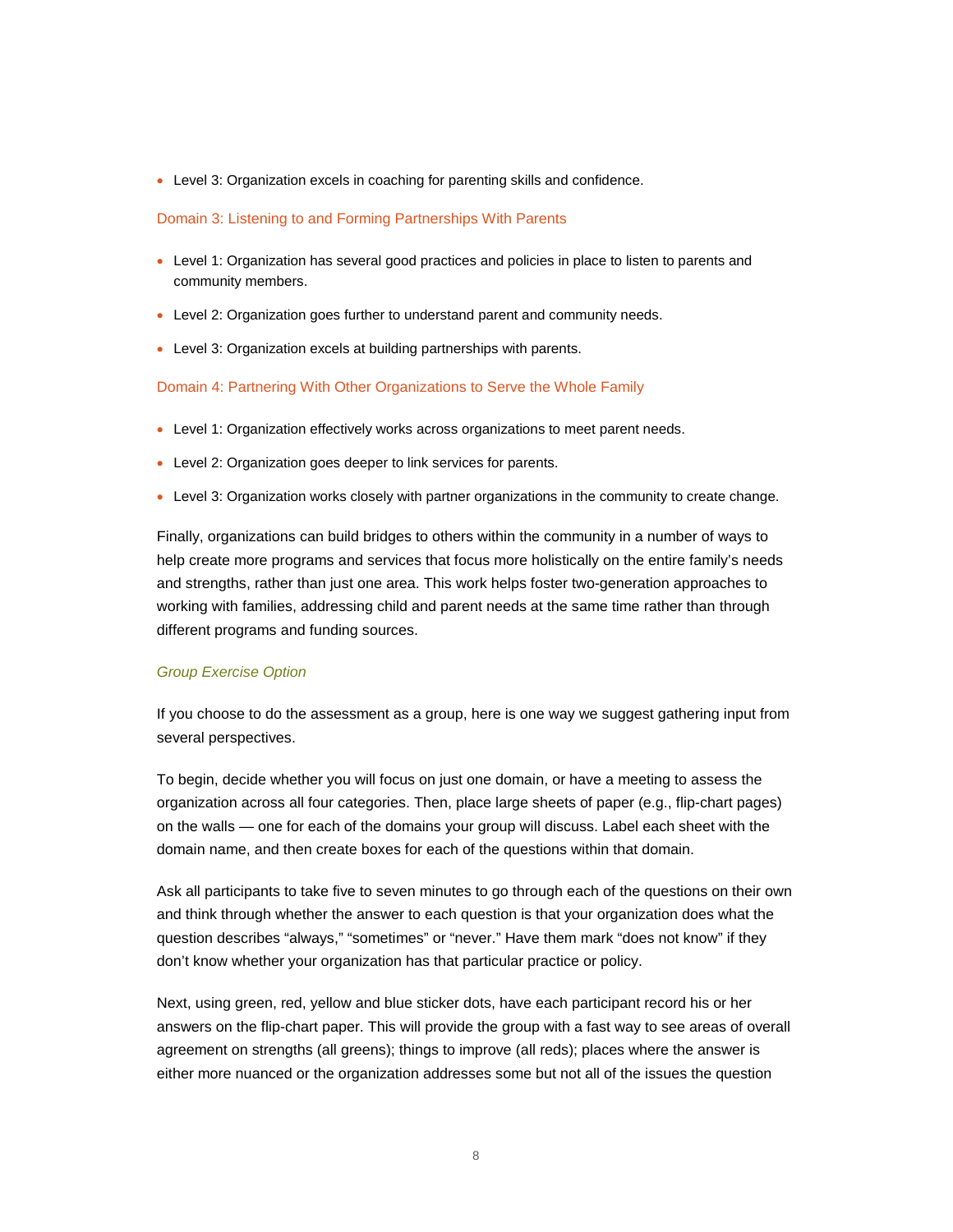- Level 3: Organization excels in coaching for parenting skills and confidence.

### Domain 3: Listening to and Forming Partnerships With Parents

- Level 1: Organization has several good practices and policies in place to listen to parents and community members.
- Level 2: Organization goes further to understand parent and community needs.
- Level 3: Organization excels at building partnerships with parents.

### Domain 4: Partnering With Other Organizations to Serve the Whole Family

- Level 1: Organization effectively works across organizations to meet parent needs.
- Level 2: Organization goes deeper to link services for parents.
- Level 3: Organization works closely with partner organizations in the community to create change.

Finally, organizations can build bridges to others within the community in a number of ways to help create more programs and services that focus more holistically on the entire family's needs and strengths, rather than just one area. This work helps foster two-generation approaches to working with families, addressing child and parent needs at the same time rather than through different programs and funding sources.

#### *Group Exercise Option*

If you choose to do the assessment as a group, here is one way we suggest gathering input from several perspectives.

To begin, decide whether you will focus on just one domain, or have a meeting to assess the organization across all four categories. Then, place large sheets of paper (e.g., flip-chart pages) on the walls — one for each of the domains your group will discuss. Label each sheet with the domain name, and then create boxes for each of the questions within that domain.

Ask all participants to take five to seven minutes to go through each of the questions on their own and think through whether the answer to each question is that your organization does what the question describes "always," "sometimes" or "never." Have them mark "does not know" if they don't know whether your organization has that particular practice or policy.

Next, using green, red, yellow and blue sticker dots, have each participant record his or her answers on the flip-chart paper. This will provide the group with a fast way to see areas of overall agreement on strengths (all greens); things to improve (all reds); places where the answer is either more nuanced or the organization addresses some but not all of the issues the question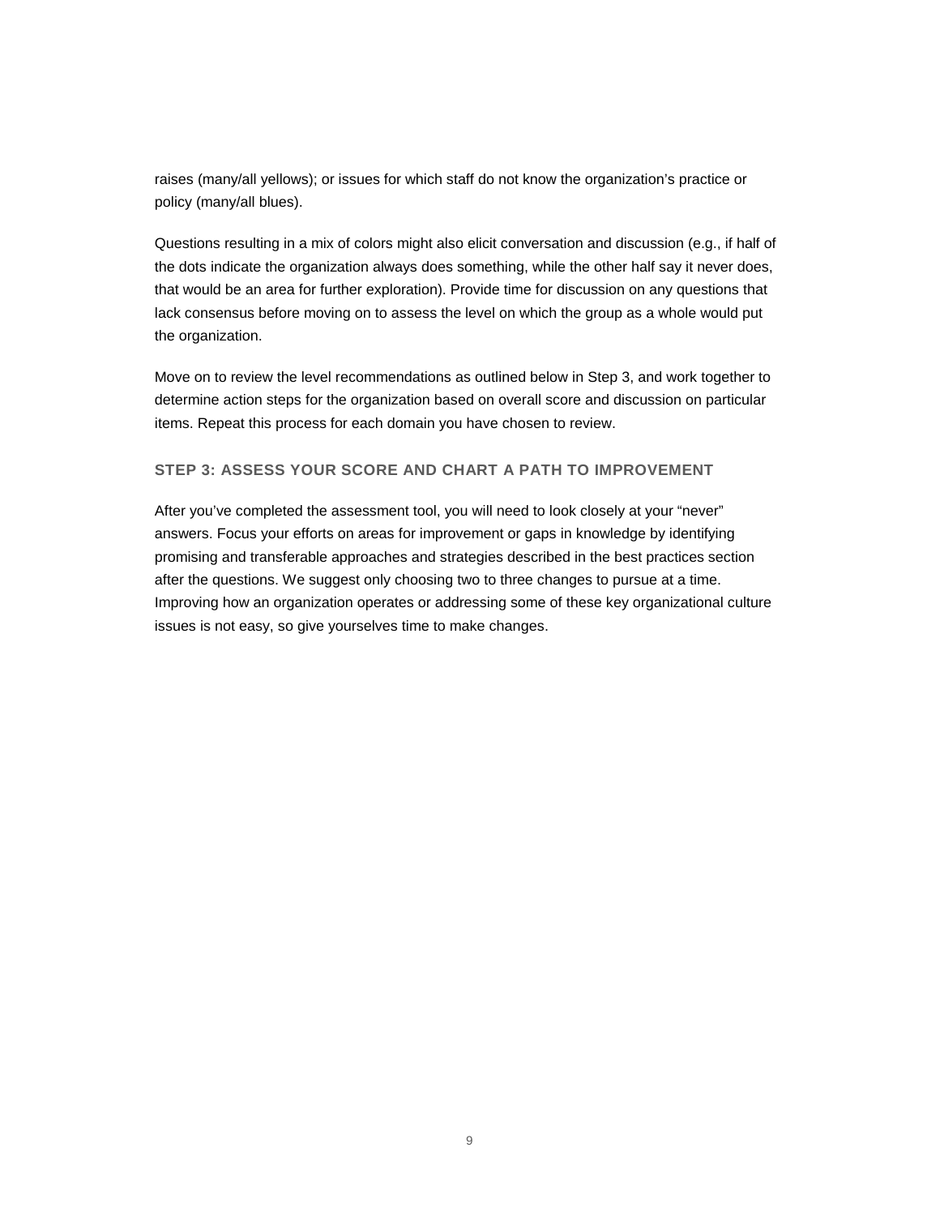raises (many/all yellows); or issues for which staff do not know the organization's practice or policy (many/all blues).

Questions resulting in a mix of colors might also elicit conversation and discussion (e.g., if half of the dots indicate the organization always does something, while the other half say it never does, that would be an area for further exploration). Provide time for discussion on any questions that lack consensus before moving on to assess the level on which the group as a whole would put the organization.

Move on to review the level recommendations as outlined below in Step 3, and work together to determine action steps for the organization based on overall score and discussion on particular items. Repeat this process for each domain you have chosen to review.

### STEP 3: ASSESS YOUR SCORE AND CHART A PATH TO IMPROVEMENT

After you've completed the assessment tool, you will need to look closely at your "never" answers. Focus your efforts on areas for improvement or gaps in knowledge by identifying promising and transferable approaches and strategies described in the best practices section after the questions. We suggest only choosing two to three changes to pursue at a time. Improving how an organization operates or addressing some of these key organizational culture issues is not easy, so give yourselves time to make changes.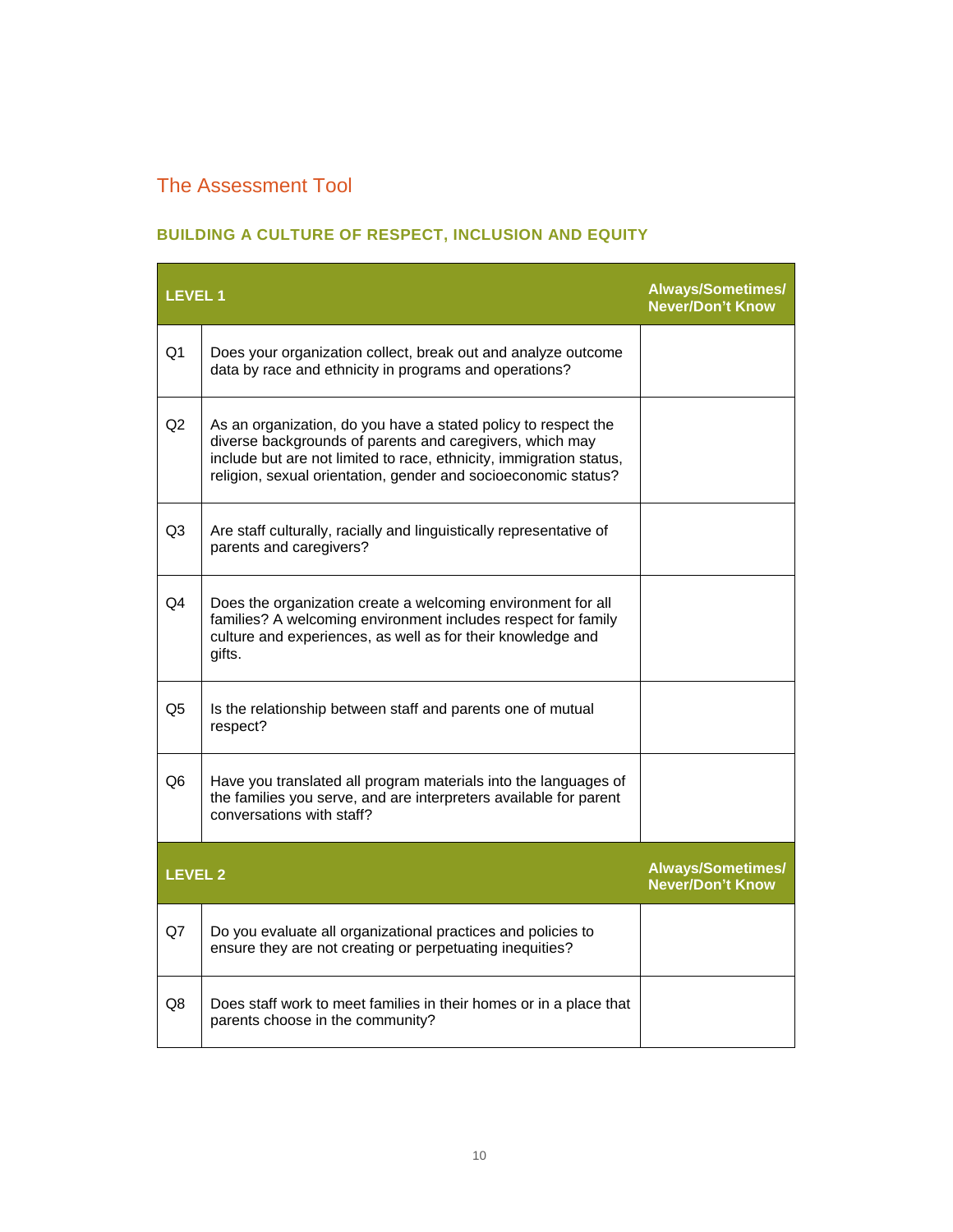## The Assessment Tool

### BUILDING A CULTURE OF RESPECT, INCLUSION AND EQUITY

| LEVEL 1 | | Always/Sometimes/ Never/Don't Know |
|---|---|---|
| Q1 | Does your organization collect, break out and analyze outcome data by race and ethnicity in programs and operations? | |
| Q2 | As an organization, do you have a stated policy to respect the diverse backgrounds of parents and caregivers, which may include but are not limited to race, ethnicity, immigration status, religion, sexual orientation, gender and socioeconomic status? | |
| Q3 | Are staff culturally, racially and linguistically representative of parents and caregivers? | |
| Q4 | Does the organization create a welcoming environment for all families? A welcoming environment includes respect for family culture and experiences, as well as for their knowledge and gifts. | |
| Q5 | Is the relationship between staff and parents one of mutual respect? | |
| Q6 | Have you translated all program materials into the languages of the families you serve, and are interpreters available for parent conversations with staff? | |
| **LEVEL 2** | | **Always/Sometimes/ Never/Don't Know** |
| Q7 | Do you evaluate all organizational practices and policies to ensure they are not creating or perpetuating inequities? | |
| Q8 | Does staff work to meet families in their homes or in a place that parents choose in the community? | |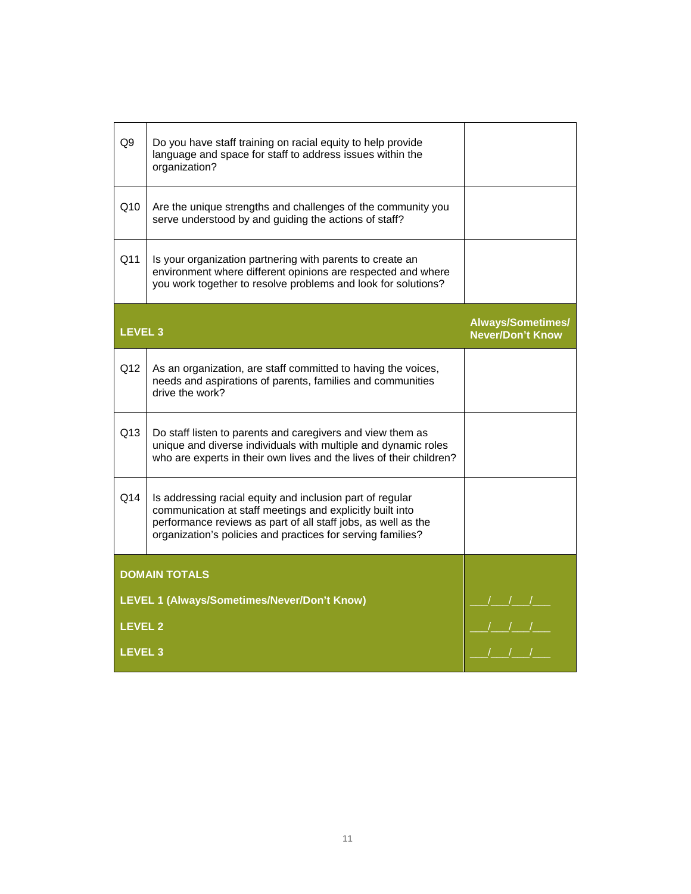| | | |
|---|---|---|
| Q9 | Do you have staff training on racial equity to help provide language and space for staff to address issues within the organization? | |
| Q10 | Are the unique strengths and challenges of the community you serve understood by and guiding the actions of staff? | |
| Q11 | Is your organization partnering with parents to create an environment where different opinions are respected and where you work together to resolve problems and look for solutions? | |
| **LEVEL 3** | | **Always/Sometimes/ Never/Don't Know** |
| Q12 | As an organization, are staff committed to having the voices, needs and aspirations of parents, families and communities drive the work? | |
| Q13 | Do staff listen to parents and caregivers and view them as unique and diverse individuals with multiple and dynamic roles who are experts in their own lives and the lives of their children? | |
| Q14 | Is addressing racial equity and inclusion part of regular communication at staff meetings and explicitly built into performance reviews as part of all staff jobs, as well as the organization's policies and practices for serving families? | |
| **DOMAIN TOTALS** | | |
| **LEVEL 1 (Always/Sometimes/Never/Don't Know)** | | ___/___/___/___ |
| **LEVEL 2** | | ___/___/___/___ |
| **LEVEL 3** | | ___/___/___/___ |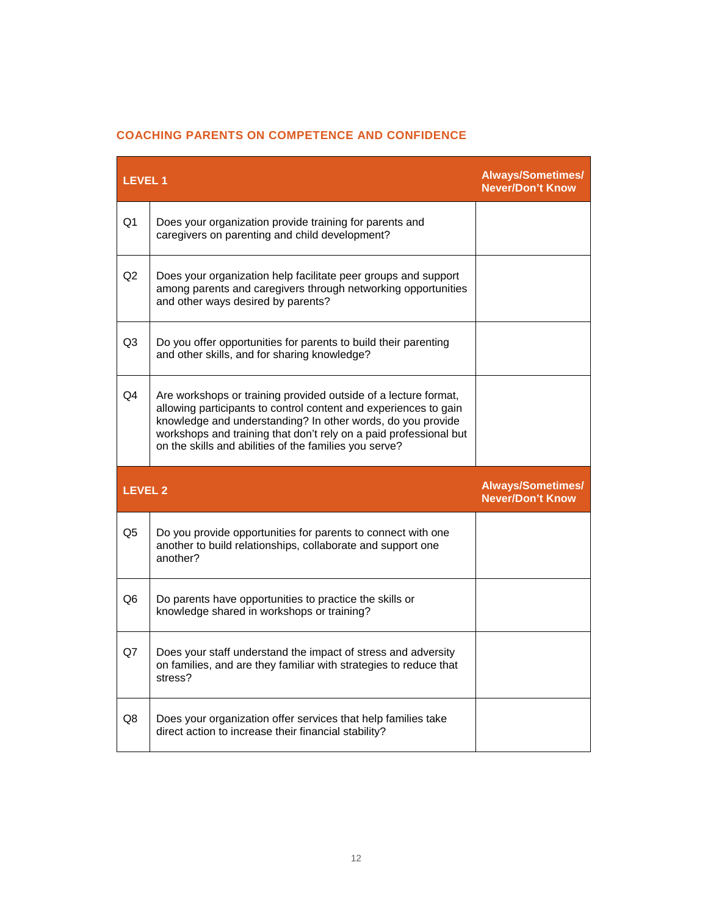## COACHING PARENTS ON COMPETENCE AND CONFIDENCE

| LEVEL 1 | | Always/Sometimes/ Never/Don't Know |
|---|---|---|
| Q1 | Does your organization provide training for parents and caregivers on parenting and child development? | |
| Q2 | Does your organization help facilitate peer groups and support among parents and caregivers through networking opportunities and other ways desired by parents? | |
| Q3 | Do you offer opportunities for parents to build their parenting and other skills, and for sharing knowledge? | |
| Q4 | Are workshops or training provided outside of a lecture format, allowing participants to control content and experiences to gain knowledge and understanding? In other words, do you provide workshops and training that don't rely on a paid professional but on the skills and abilities of the families you serve? | |
| **LEVEL 2** | | **Always/Sometimes/ Never/Don't Know** |
| Q5 | Do you provide opportunities for parents to connect with one another to build relationships, collaborate and support one another? | |
| Q6 | Do parents have opportunities to practice the skills or knowledge shared in workshops or training? | |
| Q7 | Does your staff understand the impact of stress and adversity on families, and are they familiar with strategies to reduce that stress? | |
| Q8 | Does your organization offer services that help families take direct action to increase their financial stability? | |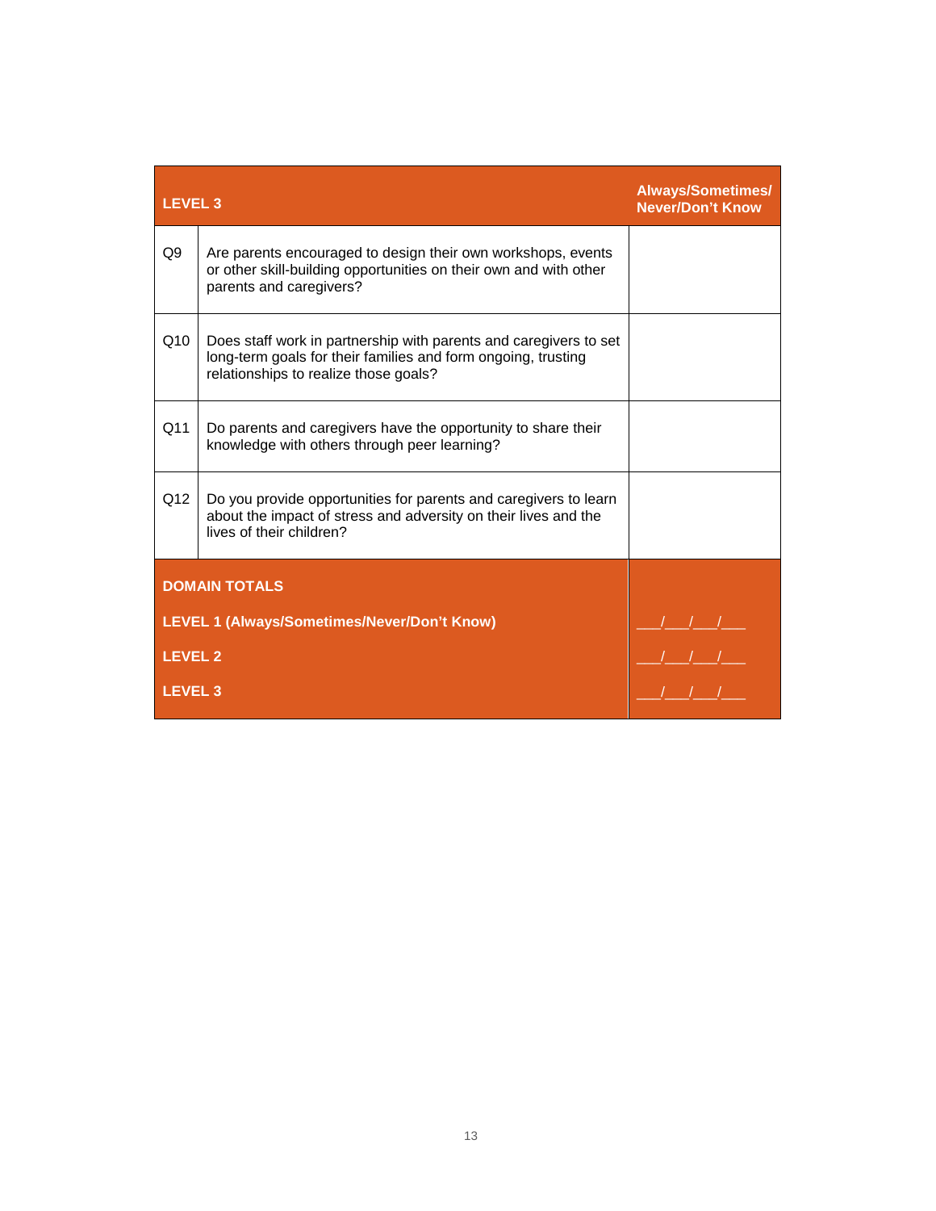| LEVEL 3 | | Always/Sometimes/ Never/Don't Know |
|---|---|---|
| Q9 | Are parents encouraged to design their own workshops, events or other skill-building opportunities on their own and with other parents and caregivers? | |
| Q10 | Does staff work in partnership with parents and caregivers to set long-term goals for their families and form ongoing, trusting relationships to realize those goals? | |
| Q11 | Do parents and caregivers have the opportunity to share their knowledge with others through peer learning? | |
| Q12 | Do you provide opportunities for parents and caregivers to learn about the impact of stress and adversity on their lives and the lives of their children? | |
| **DOMAIN TOTALS** | | |
| **LEVEL 1 (Always/Sometimes/Never/Don't Know)** | | ___/___/___/___ |
| **LEVEL 2** | | ___/___/___/___ |
| **LEVEL 3** | | ___/___/___/___ |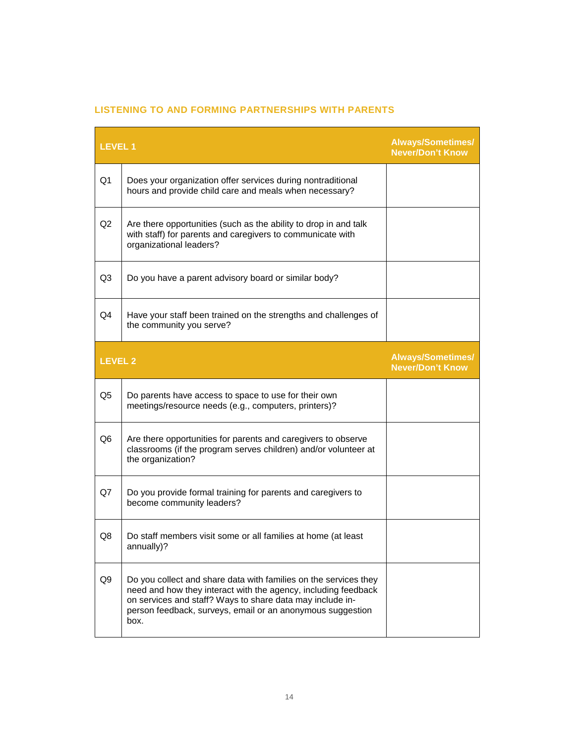## LISTENING TO AND FORMING PARTNERSHIPS WITH PARENTS

| LEVEL 1 | | Always/Sometimes/ Never/Don't Know |
|---|---|---|
| Q1 | Does your organization offer services during nontraditional hours and provide child care and meals when necessary? | |
| Q2 | Are there opportunities (such as the ability to drop in and talk with staff) for parents and caregivers to communicate with organizational leaders? | |
| Q3 | Do you have a parent advisory board or similar body? | |
| Q4 | Have your staff been trained on the strengths and challenges of the community you serve? | |
| **LEVEL 2** | | **Always/Sometimes/ Never/Don't Know** |
| Q5 | Do parents have access to space to use for their own meetings/resource needs (e.g., computers, printers)? | |
| Q6 | Are there opportunities for parents and caregivers to observe classrooms (if the program serves children) and/or volunteer at the organization? | |
| Q7 | Do you provide formal training for parents and caregivers to become community leaders? | |
| Q8 | Do staff members visit some or all families at home (at least annually)? | |
| Q9 | Do you collect and share data with families on the services they need and how they interact with the agency, including feedback on services and staff? Ways to share data may include in-person feedback, surveys, email or an anonymous suggestion box. | |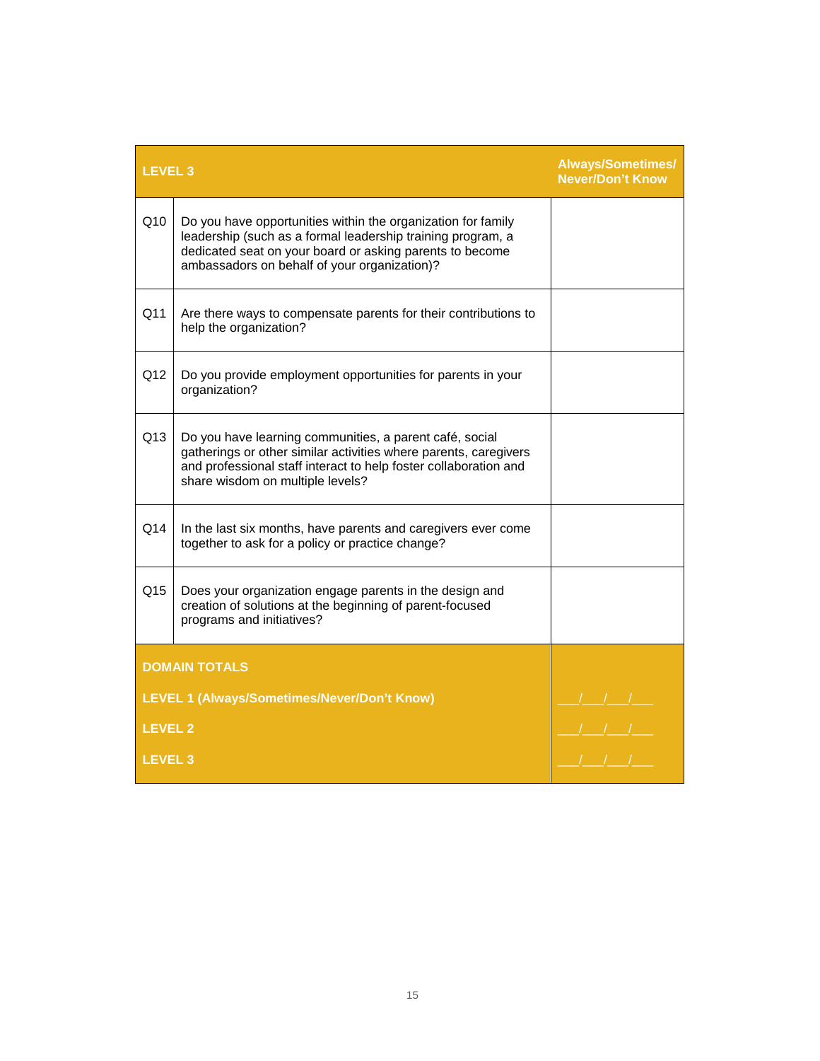| LEVEL 3 | | Always/Sometimes/ Never/Don't Know |
|---|---|---|
| Q10 | Do you have opportunities within the organization for family leadership (such as a formal leadership training program, a dedicated seat on your board or asking parents to become ambassadors on behalf of your organization)? | |
| Q11 | Are there ways to compensate parents for their contributions to help the organization? | |
| Q12 | Do you provide employment opportunities for parents in your organization? | |
| Q13 | Do you have learning communities, a parent café, social gatherings or other similar activities where parents, caregivers and professional staff interact to help foster collaboration and share wisdom on multiple levels? | |
| Q14 | In the last six months, have parents and caregivers ever come together to ask for a policy or practice change? | |
| Q15 | Does your organization engage parents in the design and creation of solutions at the beginning of parent-focused programs and initiatives? | |
| **DOMAIN TOTALS** | | |
| **LEVEL 1 (Always/Sometimes/Never/Don't Know)** | | ___/___/___/___ |
| **LEVEL 2** | | ___/___/___/___ |
| **LEVEL 3** | | ___/___/___/___ |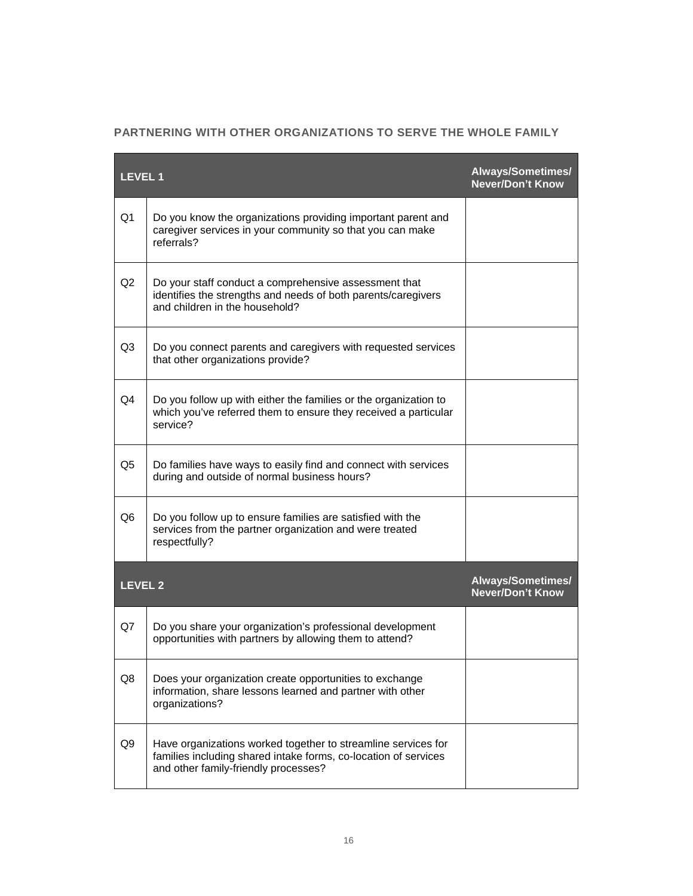## PARTNERING WITH OTHER ORGANIZATIONS TO SERVE THE WHOLE FAMILY

| **LEVEL 1** | | **Always/Sometimes/ Never/Don't Know** |
|---|---|---|
| Q1 | Do you know the organizations providing important parent and caregiver services in your community so that you can make referrals? | |
| Q2 | Do your staff conduct a comprehensive assessment that identifies the strengths and needs of both parents/caregivers and children in the household? | |
| Q3 | Do you connect parents and caregivers with requested services that other organizations provide? | |
| Q4 | Do you follow up with either the families or the organization to which you've referred them to ensure they received a particular service? | |
| Q5 | Do families have ways to easily find and connect with services during and outside of normal business hours? | |
| Q6 | Do you follow up to ensure families are satisfied with the services from the partner organization and were treated respectfully? | |
| **LEVEL 2** | | **Always/Sometimes/ Never/Don't Know** |
| Q7 | Do you share your organization's professional development opportunities with partners by allowing them to attend? | |
| Q8 | Does your organization create opportunities to exchange information, share lessons learned and partner with other organizations? | |
| Q9 | Have organizations worked together to streamline services for families including shared intake forms, co-location of services and other family-friendly processes? | |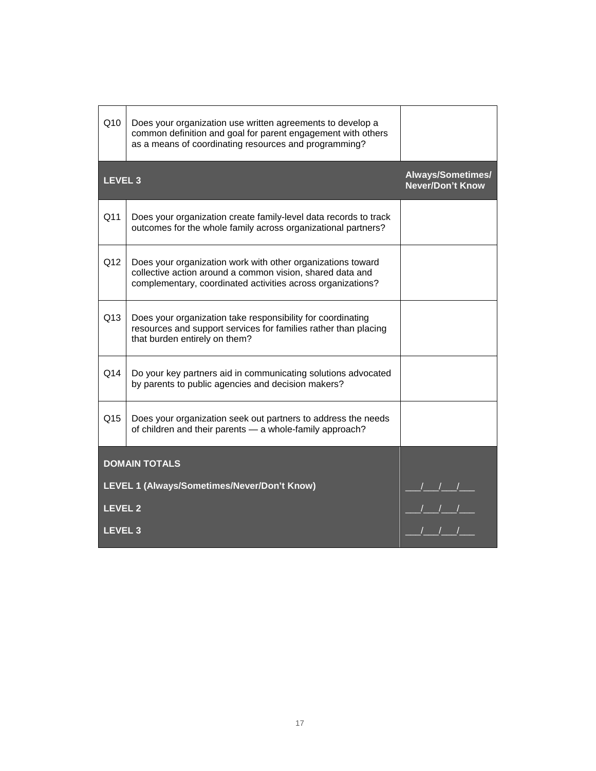| Q10 | Does your organization use written agreements to develop a common definition and goal for parent engagement with others as a means of coordinating resources and programming? | |
|---|---|---|
| **LEVEL 3** | | **Always/Sometimes/ Never/Don't Know** |
| Q11 | Does your organization create family-level data records to track outcomes for the whole family across organizational partners? | |
| Q12 | Does your organization work with other organizations toward collective action around a common vision, shared data and complementary, coordinated activities across organizations? | |
| Q13 | Does your organization take responsibility for coordinating resources and support services for families rather than placing that burden entirely on them? | |
| Q14 | Do your key partners aid in communicating solutions advocated by parents to public agencies and decision makers? | |
| Q15 | Does your organization seek out partners to address the needs of children and their parents — a whole-family approach? | |
| **DOMAIN TOTALS** | | |
| **LEVEL 1 (Always/Sometimes/Never/Don't Know)** | | ___/___/___/___ |
| **LEVEL 2** | | ___/___/___/___ |
| **LEVEL 3** | | ___/___/___/___ |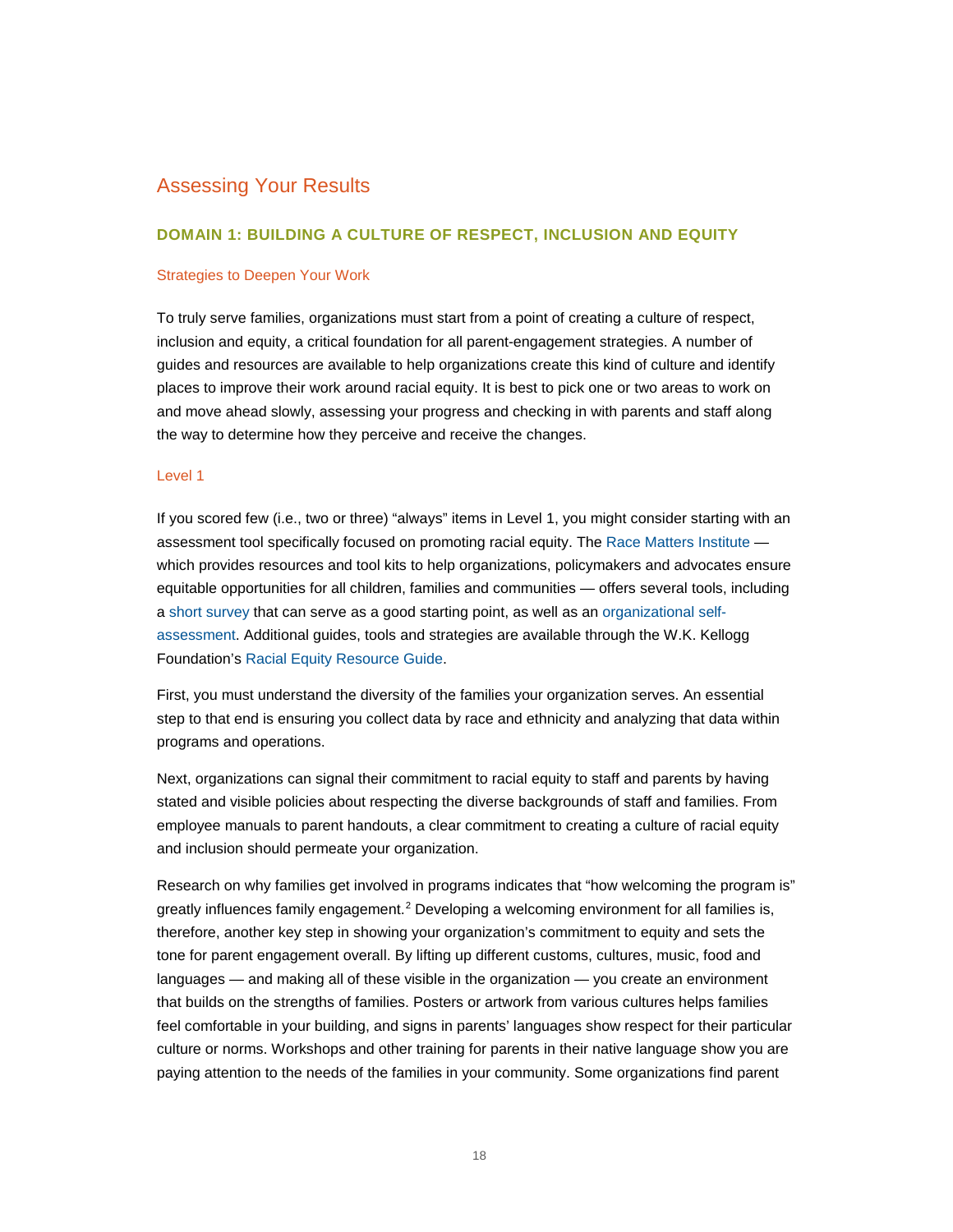## Assessing Your Results

### DOMAIN 1: BUILDING A CULTURE OF RESPECT, INCLUSION AND EQUITY

#### Strategies to Deepen Your Work

To truly serve families, organizations must start from a point of creating a culture of respect, inclusion and equity, a critical foundation for all parent-engagement strategies. A number of guides and resources are available to help organizations create this kind of culture and identify places to improve their work around racial equity. It is best to pick one or two areas to work on and move ahead slowly, assessing your progress and checking in with parents and staff along the way to determine how they perceive and receive the changes.

#### Level 1

If you scored few (i.e., two or three) "always" items in Level 1, you might consider starting with an assessment tool specifically focused on promoting racial equity. The Race Matters Institute — which provides resources and tool kits to help organizations, policymakers and advocates ensure equitable opportunities for all children, families and communities — offers several tools, including a short survey that can serve as a good starting point, as well as an organizational self-assessment. Additional guides, tools and strategies are available through the W.K. Kellogg Foundation's Racial Equity Resource Guide.

First, you must understand the diversity of the families your organization serves. An essential step to that end is ensuring you collect data by race and ethnicity and analyzing that data within programs and operations.

Next, organizations can signal their commitment to racial equity to staff and parents by having stated and visible policies about respecting the diverse backgrounds of staff and families. From employee manuals to parent handouts, a clear commitment to creating a culture of racial equity and inclusion should permeate your organization.

Research on why families get involved in programs indicates that "how welcoming the program is" greatly influences family engagement.[2] Developing a welcoming environment for all families is, therefore, another key step in showing your organization's commitment to equity and sets the tone for parent engagement overall. By lifting up different customs, cultures, music, food and languages — and making all of these visible in the organization — you create an environment that builds on the strengths of families. Posters or artwork from various cultures helps families feel comfortable in your building, and signs in parents' languages show respect for their particular culture or norms. Workshops and other training for parents in their native language show you are paying attention to the needs of the families in your community. Some organizations find parent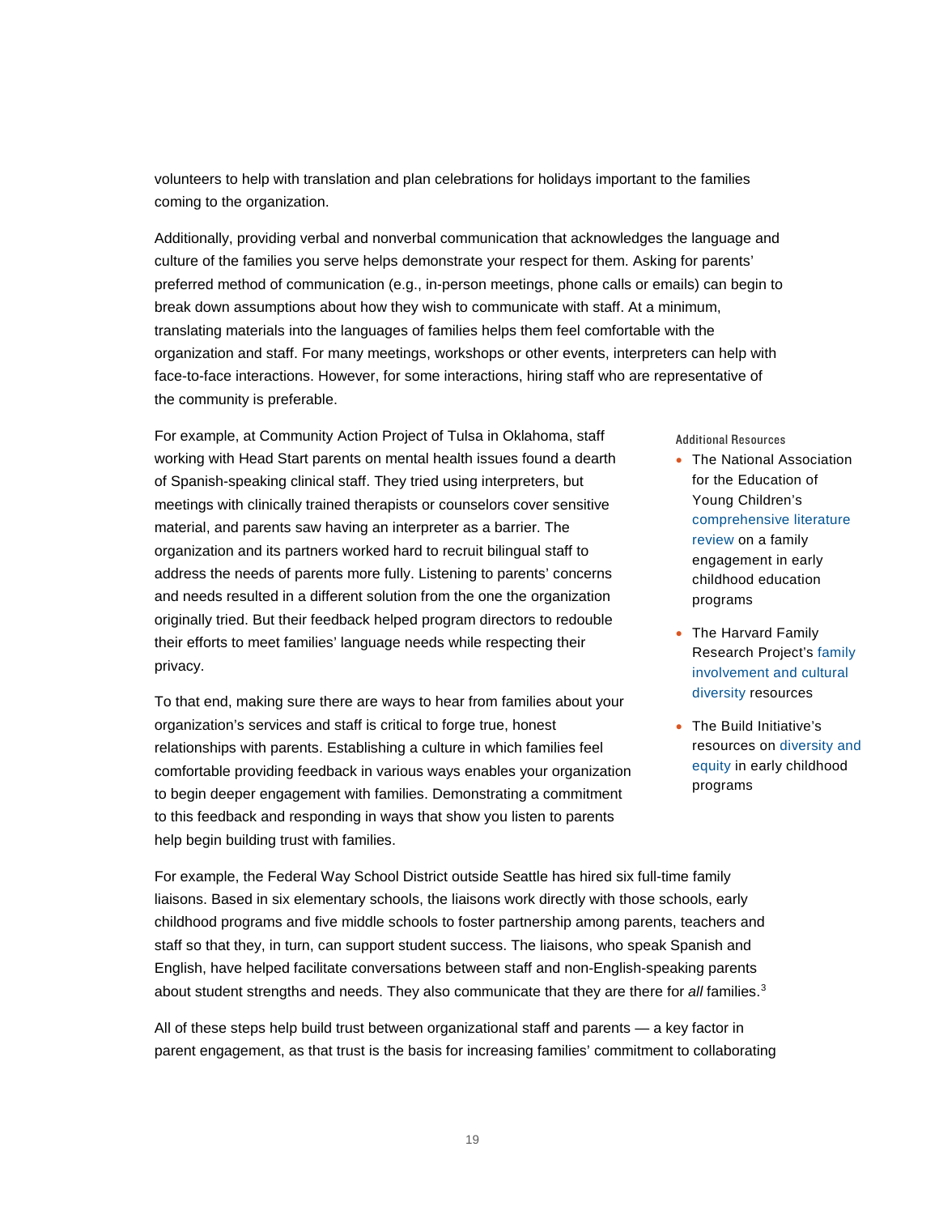volunteers to help with translation and plan celebrations for holidays important to the families coming to the organization.

Additionally, providing verbal and nonverbal communication that acknowledges the language and culture of the families you serve helps demonstrate your respect for them. Asking for parents' preferred method of communication (e.g., in-person meetings, phone calls or emails) can begin to break down assumptions about how they wish to communicate with staff. At a minimum, translating materials into the languages of families helps them feel comfortable with the organization and staff. For many meetings, workshops or other events, interpreters can help with face-to-face interactions. However, for some interactions, hiring staff who are representative of the community is preferable.

For example, at Community Action Project of Tulsa in Oklahoma, staff working with Head Start parents on mental health issues found a dearth of Spanish-speaking clinical staff. They tried using interpreters, but meetings with clinically trained therapists or counselors cover sensitive material, and parents saw having an interpreter as a barrier. The organization and its partners worked hard to recruit bilingual staff to address the needs of parents more fully. Listening to parents' concerns and needs resulted in a different solution from the one the organization originally tried. But their feedback helped program directors to redouble their efforts to meet families' language needs while respecting their privacy.

To that end, making sure there are ways to hear from families about your organization's services and staff is critical to forge true, honest relationships with parents. Establishing a culture in which families feel comfortable providing feedback in various ways enables your organization to begin deeper engagement with families. Demonstrating a commitment to this feedback and responding in ways that show you listen to parents help begin building trust with families.

**Additional Resources**

- The National Association for the Education of Young Children's comprehensive literature review on a family engagement in early childhood education programs
- The Harvard Family Research Project's family involvement and cultural diversity resources
- The Build Initiative's resources on diversity and equity in early childhood programs

For example, the Federal Way School District outside Seattle has hired six full-time family liaisons. Based in six elementary schools, the liaisons work directly with those schools, early childhood programs and five middle schools to foster partnership among parents, teachers and staff so that they, in turn, can support student success. The liaisons, who speak Spanish and English, have helped facilitate conversations between staff and non-English-speaking parents about student strengths and needs. They also communicate that they are there for *all* families.[3]

All of these steps help build trust between organizational staff and parents — a key factor in parent engagement, as that trust is the basis for increasing families' commitment to collaborating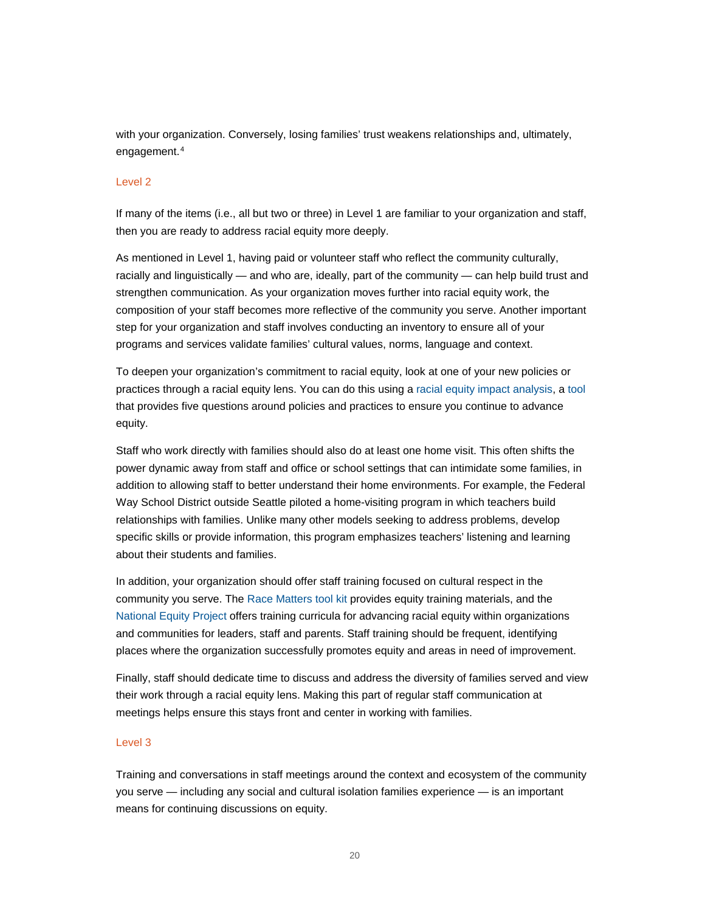with your organization. Conversely, losing families' trust weakens relationships and, ultimately, engagement.[4]

### Level 2

If many of the items (i.e., all but two or three) in Level 1 are familiar to your organization and staff, then you are ready to address racial equity more deeply.

As mentioned in Level 1, having paid or volunteer staff who reflect the community culturally, racially and linguistically — and who are, ideally, part of the community — can help build trust and strengthen communication. As your organization moves further into racial equity work, the composition of your staff becomes more reflective of the community you serve. Another important step for your organization and staff involves conducting an inventory to ensure all of your programs and services validate families' cultural values, norms, language and context.

To deepen your organization's commitment to racial equity, look at one of your new policies or practices through a racial equity lens. You can do this using a racial equity impact analysis, a tool that provides five questions around policies and practices to ensure you continue to advance equity.

Staff who work directly with families should also do at least one home visit. This often shifts the power dynamic away from staff and office or school settings that can intimidate some families, in addition to allowing staff to better understand their home environments. For example, the Federal Way School District outside Seattle piloted a home-visiting program in which teachers build relationships with families. Unlike many other models seeking to address problems, develop specific skills or provide information, this program emphasizes teachers' listening and learning about their students and families.

In addition, your organization should offer staff training focused on cultural respect in the community you serve. The Race Matters tool kit provides equity training materials, and the National Equity Project offers training curricula for advancing racial equity within organizations and communities for leaders, staff and parents. Staff training should be frequent, identifying places where the organization successfully promotes equity and areas in need of improvement.

Finally, staff should dedicate time to discuss and address the diversity of families served and view their work through a racial equity lens. Making this part of regular staff communication at meetings helps ensure this stays front and center in working with families.

### Level 3

Training and conversations in staff meetings around the context and ecosystem of the community you serve — including any social and cultural isolation families experience — is an important means for continuing discussions on equity.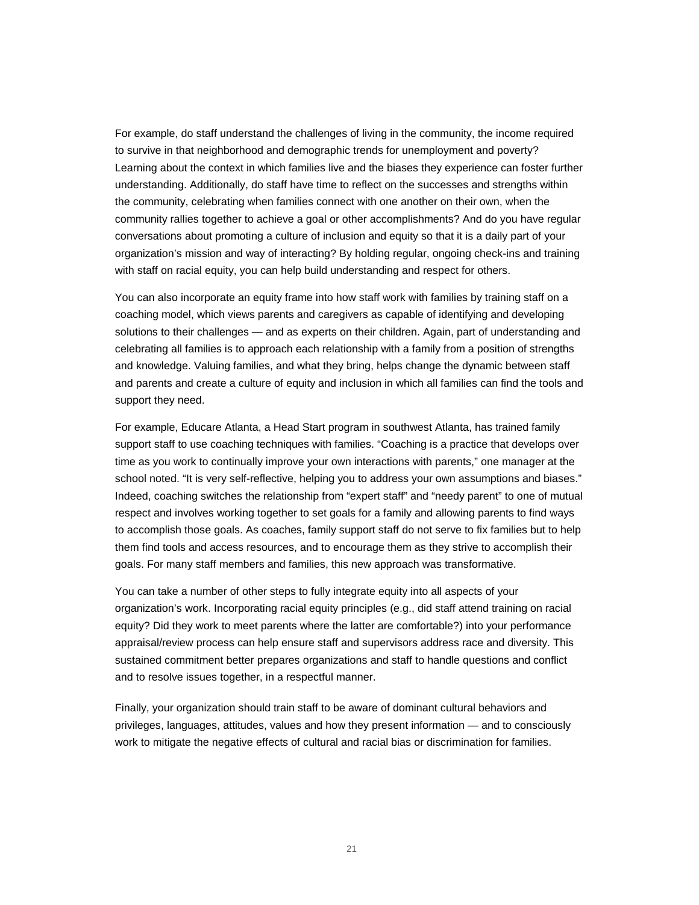For example, do staff understand the challenges of living in the community, the income required to survive in that neighborhood and demographic trends for unemployment and poverty? Learning about the context in which families live and the biases they experience can foster further understanding. Additionally, do staff have time to reflect on the successes and strengths within the community, celebrating when families connect with one another on their own, when the community rallies together to achieve a goal or other accomplishments? And do you have regular conversations about promoting a culture of inclusion and equity so that it is a daily part of your organization's mission and way of interacting? By holding regular, ongoing check-ins and training with staff on racial equity, you can help build understanding and respect for others.

You can also incorporate an equity frame into how staff work with families by training staff on a coaching model, which views parents and caregivers as capable of identifying and developing solutions to their challenges — and as experts on their children. Again, part of understanding and celebrating all families is to approach each relationship with a family from a position of strengths and knowledge. Valuing families, and what they bring, helps change the dynamic between staff and parents and create a culture of equity and inclusion in which all families can find the tools and support they need.

For example, Educare Atlanta, a Head Start program in southwest Atlanta, has trained family support staff to use coaching techniques with families. "Coaching is a practice that develops over time as you work to continually improve your own interactions with parents," one manager at the school noted. "It is very self-reflective, helping you to address your own assumptions and biases." Indeed, coaching switches the relationship from "expert staff" and "needy parent" to one of mutual respect and involves working together to set goals for a family and allowing parents to find ways to accomplish those goals. As coaches, family support staff do not serve to fix families but to help them find tools and access resources, and to encourage them as they strive to accomplish their goals. For many staff members and families, this new approach was transformative.

You can take a number of other steps to fully integrate equity into all aspects of your organization's work. Incorporating racial equity principles (e.g., did staff attend training on racial equity? Did they work to meet parents where the latter are comfortable?) into your performance appraisal/review process can help ensure staff and supervisors address race and diversity. This sustained commitment better prepares organizations and staff to handle questions and conflict and to resolve issues together, in a respectful manner.

Finally, your organization should train staff to be aware of dominant cultural behaviors and privileges, languages, attitudes, values and how they present information — and to consciously work to mitigate the negative effects of cultural and racial bias or discrimination for families.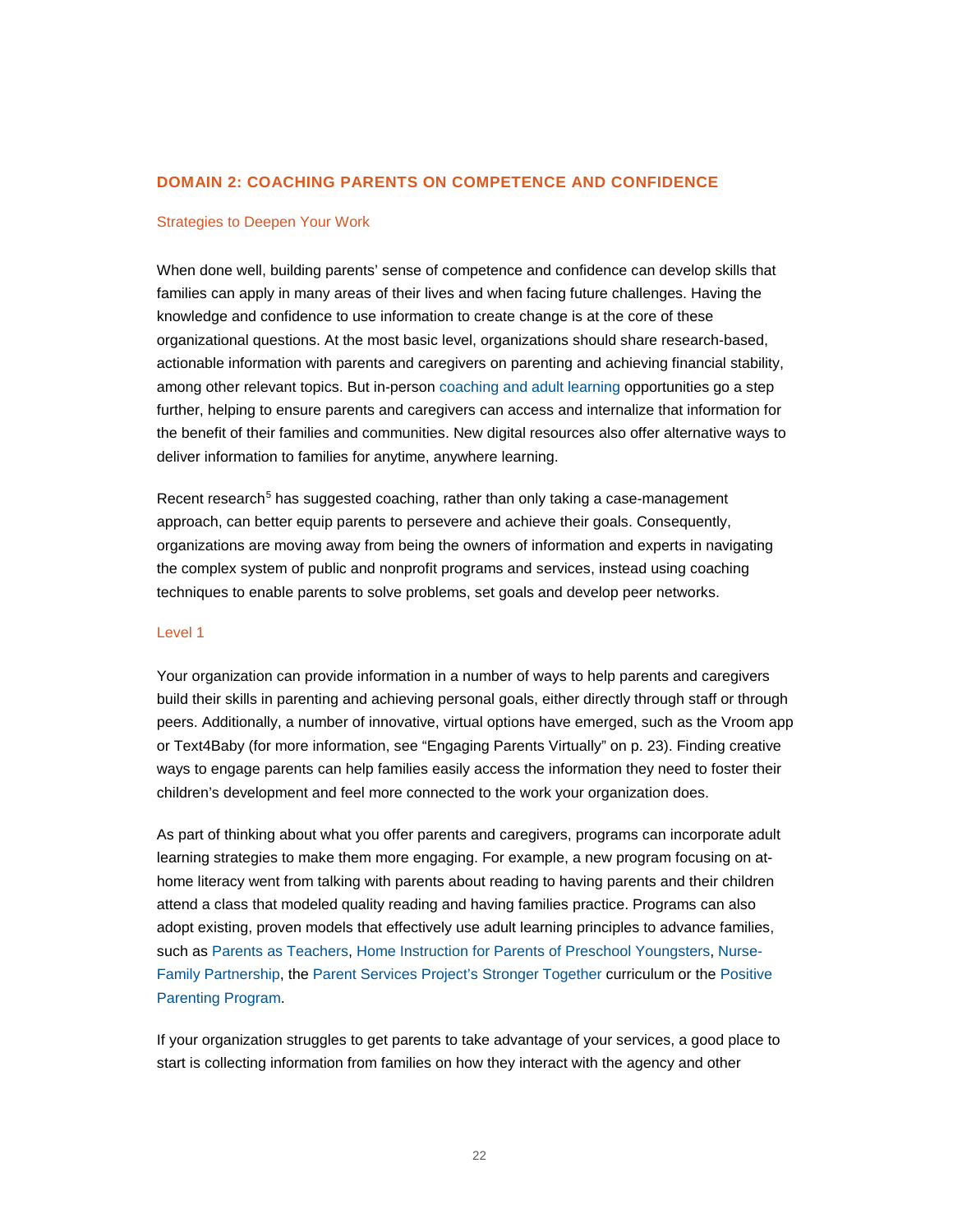## DOMAIN 2: COACHING PARENTS ON COMPETENCE AND CONFIDENCE

### Strategies to Deepen Your Work

When done well, building parents' sense of competence and confidence can develop skills that families can apply in many areas of their lives and when facing future challenges. Having the knowledge and confidence to use information to create change is at the core of these organizational questions. At the most basic level, organizations should share research-based, actionable information with parents and caregivers on parenting and achieving financial stability, among other relevant topics. But in-person coaching and adult learning opportunities go a step further, helping to ensure parents and caregivers can access and internalize that information for the benefit of their families and communities. New digital resources also offer alternative ways to deliver information to families for anytime, anywhere learning.

Recent research[5] has suggested coaching, rather than only taking a case-management approach, can better equip parents to persevere and achieve their goals. Consequently, organizations are moving away from being the owners of information and experts in navigating the complex system of public and nonprofit programs and services, instead using coaching techniques to enable parents to solve problems, set goals and develop peer networks.

### Level 1

Your organization can provide information in a number of ways to help parents and caregivers build their skills in parenting and achieving personal goals, either directly through staff or through peers. Additionally, a number of innovative, virtual options have emerged, such as the Vroom app or Text4Baby (for more information, see "Engaging Parents Virtually" on p. 23). Finding creative ways to engage parents can help families easily access the information they need to foster their children's development and feel more connected to the work your organization does.

As part of thinking about what you offer parents and caregivers, programs can incorporate adult learning strategies to make them more engaging. For example, a new program focusing on at-home literacy went from talking with parents about reading to having parents and their children attend a class that modeled quality reading and having families practice. Programs can also adopt existing, proven models that effectively use adult learning principles to advance families, such as Parents as Teachers, Home Instruction for Parents of Preschool Youngsters, Nurse-Family Partnership, the Parent Services Project's Stronger Together curriculum or the Positive Parenting Program.

If your organization struggles to get parents to take advantage of your services, a good place to start is collecting information from families on how they interact with the agency and other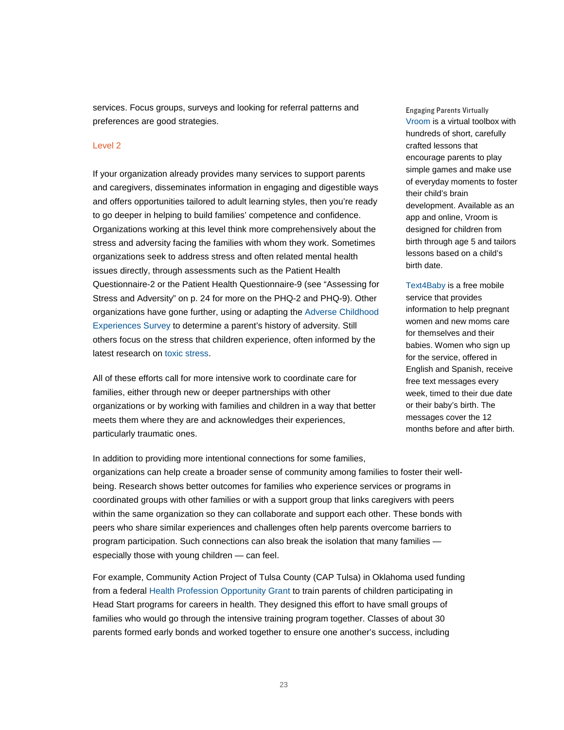services. Focus groups, surveys and looking for referral patterns and preferences are good strategies.

### Level 2

If your organization already provides many services to support parents and caregivers, disseminates information in engaging and digestible ways and offers opportunities tailored to adult learning styles, then you're ready to go deeper in helping to build families' competence and confidence. Organizations working at this level think more comprehensively about the stress and adversity facing the families with whom they work. Sometimes organizations seek to address stress and often related mental health issues directly, through assessments such as the Patient Health Questionnaire-2 or the Patient Health Questionnaire-9 (see "Assessing for Stress and Adversity" on p. 24 for more on the PHQ-2 and PHQ-9). Other organizations have gone further, using or adapting the Adverse Childhood Experiences Survey to determine a parent's history of adversity. Still others focus on the stress that children experience, often informed by the latest research on toxic stress.

All of these efforts call for more intensive work to coordinate care for families, either through new or deeper partnerships with other organizations or by working with families and children in a way that better meets them where they are and acknowledges their experiences, particularly traumatic ones.

In addition to providing more intentional connections for some families, organizations can help create a broader sense of community among families to foster their well-being. Research shows better outcomes for families who experience services or programs in coordinated groups with other families or with a support group that links caregivers with peers within the same organization so they can collaborate and support each other. These bonds with peers who share similar experiences and challenges often help parents overcome barriers to program participation. Such connections can also break the isolation that many families — especially those with young children — can feel.

For example, Community Action Project of Tulsa County (CAP Tulsa) in Oklahoma used funding from a federal Health Profession Opportunity Grant to train parents of children participating in Head Start programs for careers in health. They designed this effort to have small groups of families who would go through the intensive training program together. Classes of about 30 parents formed early bonds and worked together to ensure one another's success, including

**Engaging Parents Virtually**

Vroom is a virtual toolbox with hundreds of short, carefully crafted lessons that encourage parents to play simple games and make use of everyday moments to foster their child's brain development. Available as an app and online, Vroom is designed for children from birth through age 5 and tailors lessons based on a child's birth date.

Text4Baby is a free mobile service that provides information to help pregnant women and new moms care for themselves and their babies. Women who sign up for the service, offered in English and Spanish, receive free text messages every week, timed to their due date or their baby's birth. The messages cover the 12 months before and after birth.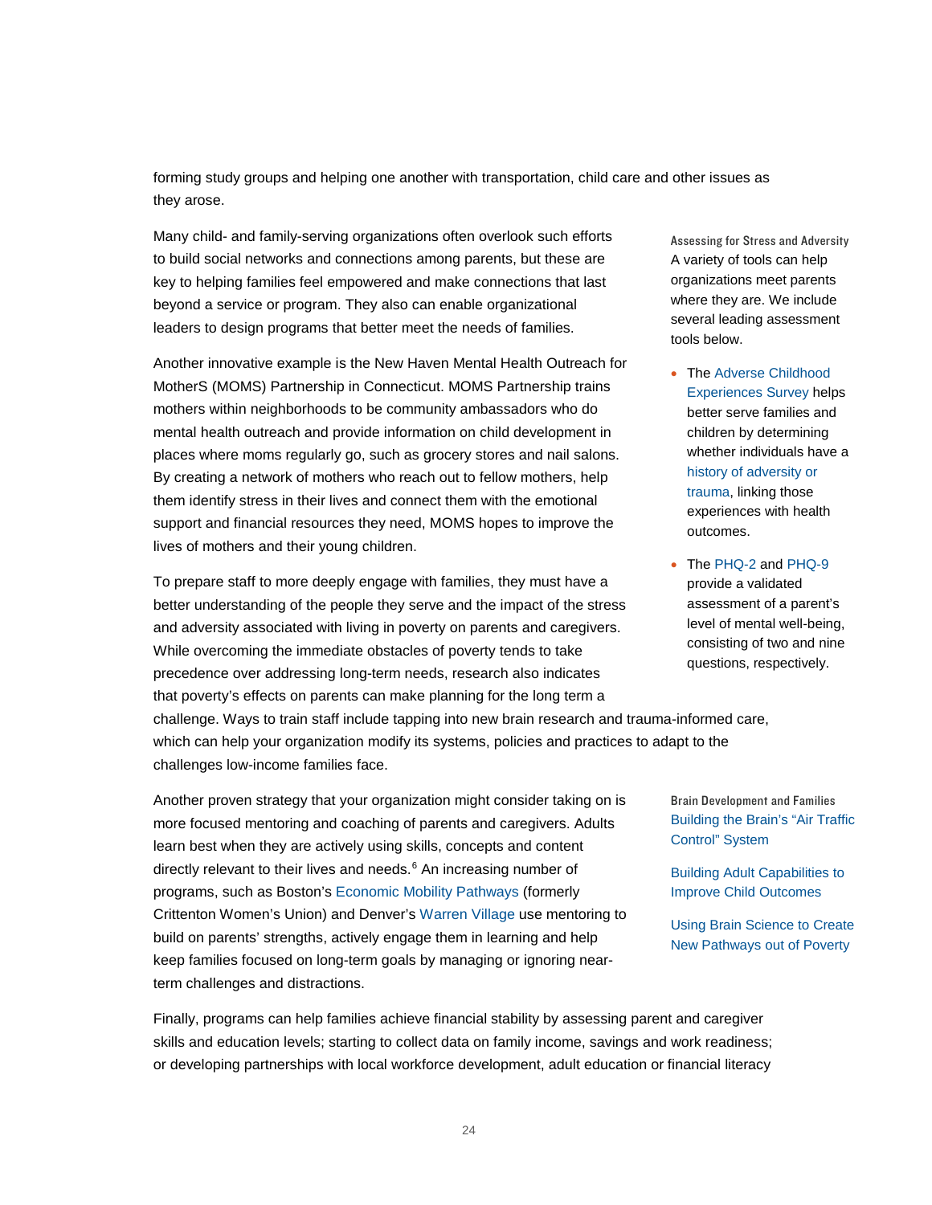forming study groups and helping one another with transportation, child care and other issues as they arose.

Many child- and family-serving organizations often overlook such efforts to build social networks and connections among parents, but these are key to helping families feel empowered and make connections that last beyond a service or program. They also can enable organizational leaders to design programs that better meet the needs of families.

Another innovative example is the New Haven Mental Health Outreach for MotherS (MOMS) Partnership in Connecticut. MOMS Partnership trains mothers within neighborhoods to be community ambassadors who do mental health outreach and provide information on child development in places where moms regularly go, such as grocery stores and nail salons. By creating a network of mothers who reach out to fellow mothers, help them identify stress in their lives and connect them with the emotional support and financial resources they need, MOMS hopes to improve the lives of mothers and their young children.

To prepare staff to more deeply engage with families, they must have a better understanding of the people they serve and the impact of the stress and adversity associated with living in poverty on parents and caregivers. While overcoming the immediate obstacles of poverty tends to take precedence over addressing long-term needs, research also indicates that poverty's effects on parents can make planning for the long term a challenge. Ways to train staff include tapping into new brain research and trauma-informed care, which can help your organization modify its systems, policies and practices to adapt to the challenges low-income families face.

Another proven strategy that your organization might consider taking on is more focused mentoring and coaching of parents and caregivers. Adults learn best when they are actively using skills, concepts and content directly relevant to their lives and needs.[6] An increasing number of programs, such as Boston's Economic Mobility Pathways (formerly Crittenton Women's Union) and Denver's Warren Village use mentoring to build on parents' strengths, actively engage them in learning and help keep families focused on long-term goals by managing or ignoring near-term challenges and distractions.

Finally, programs can help families achieve financial stability by assessing parent and caregiver skills and education levels; starting to collect data on family income, savings and work readiness; or developing partnerships with local workforce development, adult education or financial literacy

#### Assessing for Stress and Adversity

A variety of tools can help organizations meet parents where they are. We include several leading assessment tools below.

- The Adverse Childhood Experiences Survey helps better serve families and children by determining whether individuals have a history of adversity or trauma, linking those experiences with health outcomes.
- The PHQ-2 and PHQ-9 provide a validated assessment of a parent's level of mental well-being, consisting of two and nine questions, respectively.

#### Brain Development and Families

Building the Brain's "Air Traffic Control" System

Building Adult Capabilities to Improve Child Outcomes

Using Brain Science to Create New Pathways out of Poverty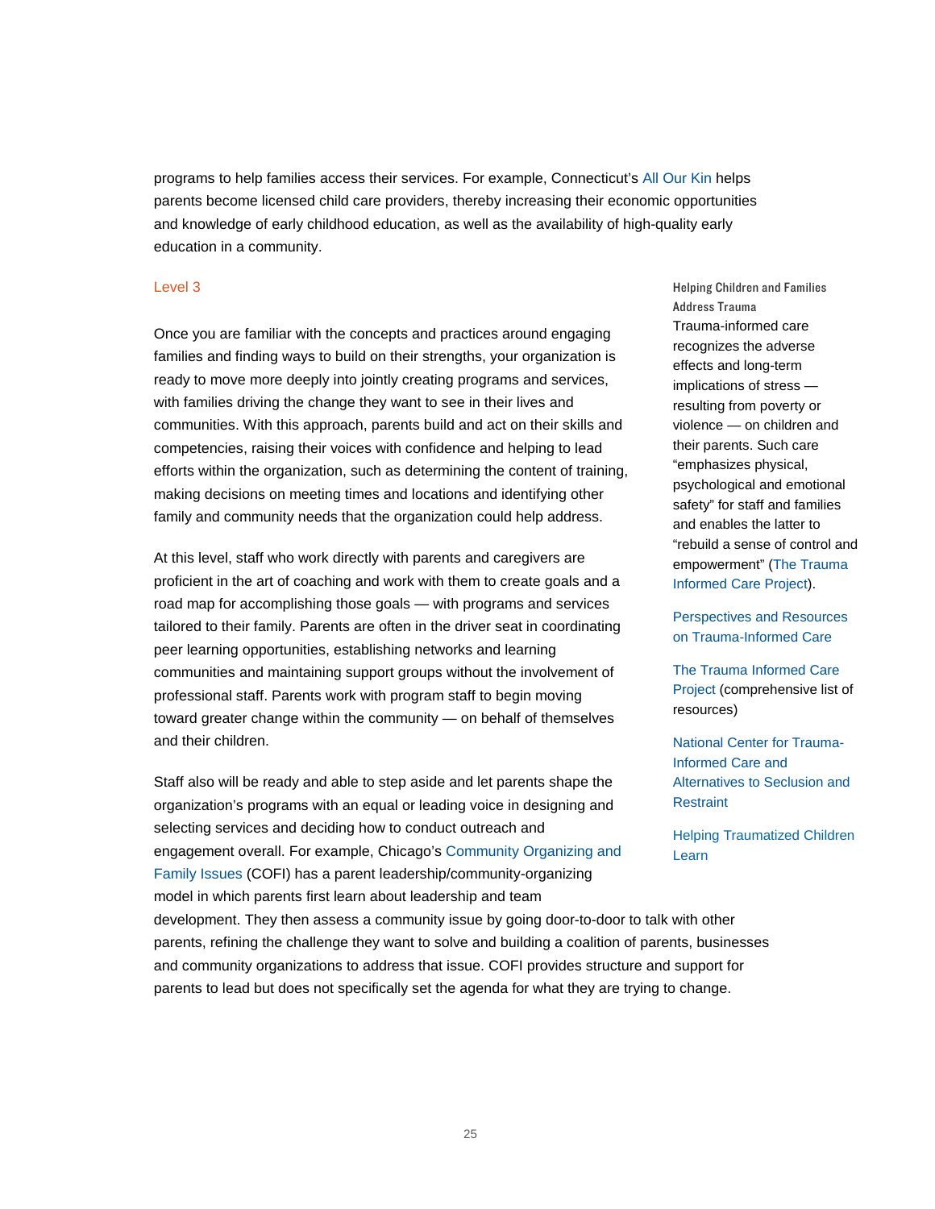programs to help families access their services. For example, Connecticut's All Our Kin helps parents become licensed child care providers, thereby increasing their economic opportunities and knowledge of early childhood education, as well as the availability of high-quality early education in a community.

### Level 3

Once you are familiar with the concepts and practices around engaging families and finding ways to build on their strengths, your organization is ready to move more deeply into jointly creating programs and services, with families driving the change they want to see in their lives and communities. With this approach, parents build and act on their skills and competencies, raising their voices with confidence and helping to lead efforts within the organization, such as determining the content of training, making decisions on meeting times and locations and identifying other family and community needs that the organization could help address.

At this level, staff who work directly with parents and caregivers are proficient in the art of coaching and work with them to create goals and a road map for accomplishing those goals — with programs and services tailored to their family. Parents are often in the driver seat in coordinating peer learning opportunities, establishing networks and learning communities and maintaining support groups without the involvement of professional staff. Parents work with program staff to begin moving toward greater change within the community — on behalf of themselves and their children.

Staff also will be ready and able to step aside and let parents shape the organization's programs with an equal or leading voice in designing and selecting services and deciding how to conduct outreach and engagement overall. For example, Chicago's Community Organizing and Family Issues (COFI) has a parent leadership/community-organizing model in which parents first learn about leadership and team development. They then assess a community issue by going door-to-door to talk with other parents, refining the challenge they want to solve and building a coalition of parents, businesses and community organizations to address that issue. COFI provides structure and support for parents to lead but does not specifically set the agenda for what they are trying to change.

**Helping Children and Families Address Trauma**

Trauma-informed care recognizes the adverse effects and long-term implications of stress — resulting from poverty or violence — on children and their parents. Such care "emphasizes physical, psychological and emotional safety" for staff and families and enables the latter to "rebuild a sense of control and empowerment" (The Trauma Informed Care Project).

Perspectives and Resources on Trauma-Informed Care

The Trauma Informed Care Project (comprehensive list of resources)

National Center for Trauma-Informed Care and Alternatives to Seclusion and Restraint

Helping Traumatized Children Learn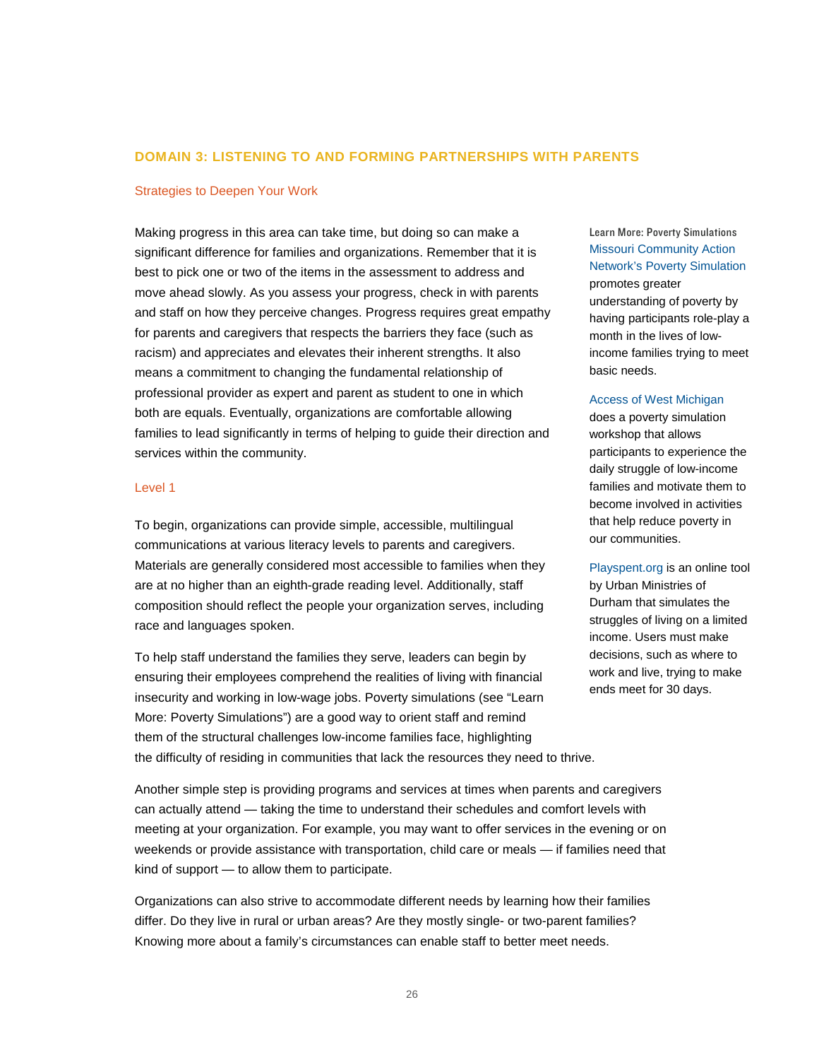## DOMAIN 3: LISTENING TO AND FORMING PARTNERSHIPS WITH PARENTS

### Strategies to Deepen Your Work

Making progress in this area can take time, but doing so can make a significant difference for families and organizations. Remember that it is best to pick one or two of the items in the assessment to address and move ahead slowly. As you assess your progress, check in with parents and staff on how they perceive changes. Progress requires great empathy for parents and caregivers that respects the barriers they face (such as racism) and appreciates and elevates their inherent strengths. It also means a commitment to changing the fundamental relationship of professional provider as expert and parent as student to one in which both are equals. Eventually, organizations are comfortable allowing families to lead significantly in terms of helping to guide their direction and services within the community.

### Level 1

To begin, organizations can provide simple, accessible, multilingual communications at various literacy levels to parents and caregivers. Materials are generally considered most accessible to families when they are at no higher than an eighth-grade reading level. Additionally, staff composition should reflect the people your organization serves, including race and languages spoken.

To help staff understand the families they serve, leaders can begin by ensuring their employees comprehend the realities of living with financial insecurity and working in low-wage jobs. Poverty simulations (see "Learn More: Poverty Simulations") are a good way to orient staff and remind them of the structural challenges low-income families face, highlighting the difficulty of residing in communities that lack the resources they need to thrive.

Another simple step is providing programs and services at times when parents and caregivers can actually attend — taking the time to understand their schedules and comfort levels with meeting at your organization. For example, you may want to offer services in the evening or on weekends or provide assistance with transportation, child care or meals — if families need that kind of support — to allow them to participate.

Organizations can also strive to accommodate different needs by learning how their families differ. Do they live in rural or urban areas? Are they mostly single- or two-parent families? Knowing more about a family's circumstances can enable staff to better meet needs.

**Learn More: Poverty Simulations**

Missouri Community Action Network's Poverty Simulation promotes greater understanding of poverty by having participants role-play a month in the lives of low-income families trying to meet basic needs.

Access of West Michigan does a poverty simulation workshop that allows participants to experience the daily struggle of low-income families and motivate them to become involved in activities that help reduce poverty in our communities.

Playspent.org is an online tool by Urban Ministries of Durham that simulates the struggles of living on a limited income. Users must make decisions, such as where to work and live, trying to make ends meet for 30 days.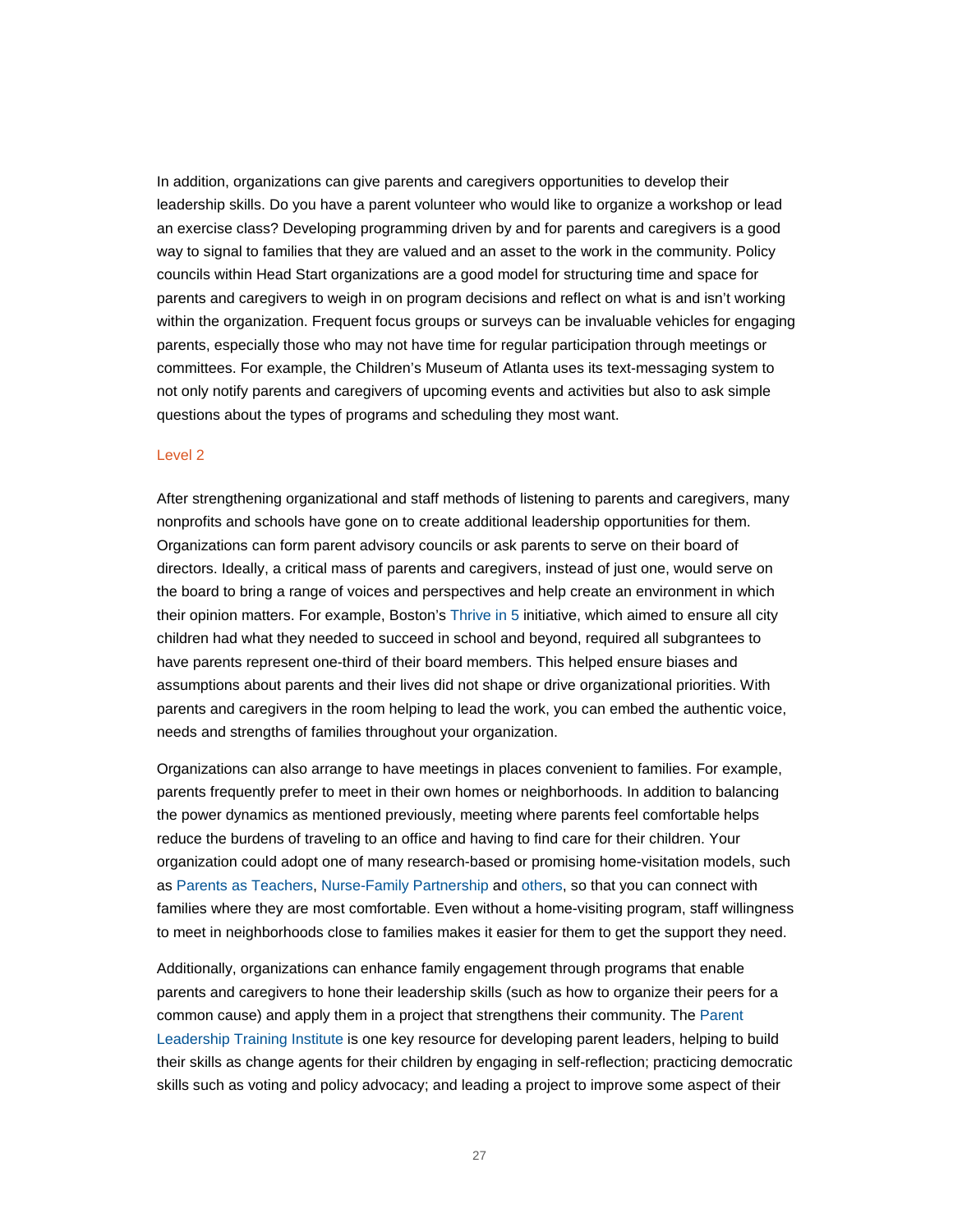In addition, organizations can give parents and caregivers opportunities to develop their leadership skills. Do you have a parent volunteer who would like to organize a workshop or lead an exercise class? Developing programming driven by and for parents and caregivers is a good way to signal to families that they are valued and an asset to the work in the community. Policy councils within Head Start organizations are a good model for structuring time and space for parents and caregivers to weigh in on program decisions and reflect on what is and isn't working within the organization. Frequent focus groups or surveys can be invaluable vehicles for engaging parents, especially those who may not have time for regular participation through meetings or committees. For example, the Children's Museum of Atlanta uses its text-messaging system to not only notify parents and caregivers of upcoming events and activities but also to ask simple questions about the types of programs and scheduling they most want.

### Level 2

After strengthening organizational and staff methods of listening to parents and caregivers, many nonprofits and schools have gone on to create additional leadership opportunities for them. Organizations can form parent advisory councils or ask parents to serve on their board of directors. Ideally, a critical mass of parents and caregivers, instead of just one, would serve on the board to bring a range of voices and perspectives and help create an environment in which their opinion matters. For example, Boston's Thrive in 5 initiative, which aimed to ensure all city children had what they needed to succeed in school and beyond, required all subgrantees to have parents represent one-third of their board members. This helped ensure biases and assumptions about parents and their lives did not shape or drive organizational priorities. With parents and caregivers in the room helping to lead the work, you can embed the authentic voice, needs and strengths of families throughout your organization.

Organizations can also arrange to have meetings in places convenient to families. For example, parents frequently prefer to meet in their own homes or neighborhoods. In addition to balancing the power dynamics as mentioned previously, meeting where parents feel comfortable helps reduce the burdens of traveling to an office and having to find care for their children. Your organization could adopt one of many research-based or promising home-visitation models, such as Parents as Teachers, Nurse-Family Partnership and others, so that you can connect with families where they are most comfortable. Even without a home-visiting program, staff willingness to meet in neighborhoods close to families makes it easier for them to get the support they need.

Additionally, organizations can enhance family engagement through programs that enable parents and caregivers to hone their leadership skills (such as how to organize their peers for a common cause) and apply them in a project that strengthens their community. The Parent Leadership Training Institute is one key resource for developing parent leaders, helping to build their skills as change agents for their children by engaging in self-reflection; practicing democratic skills such as voting and policy advocacy; and leading a project to improve some aspect of their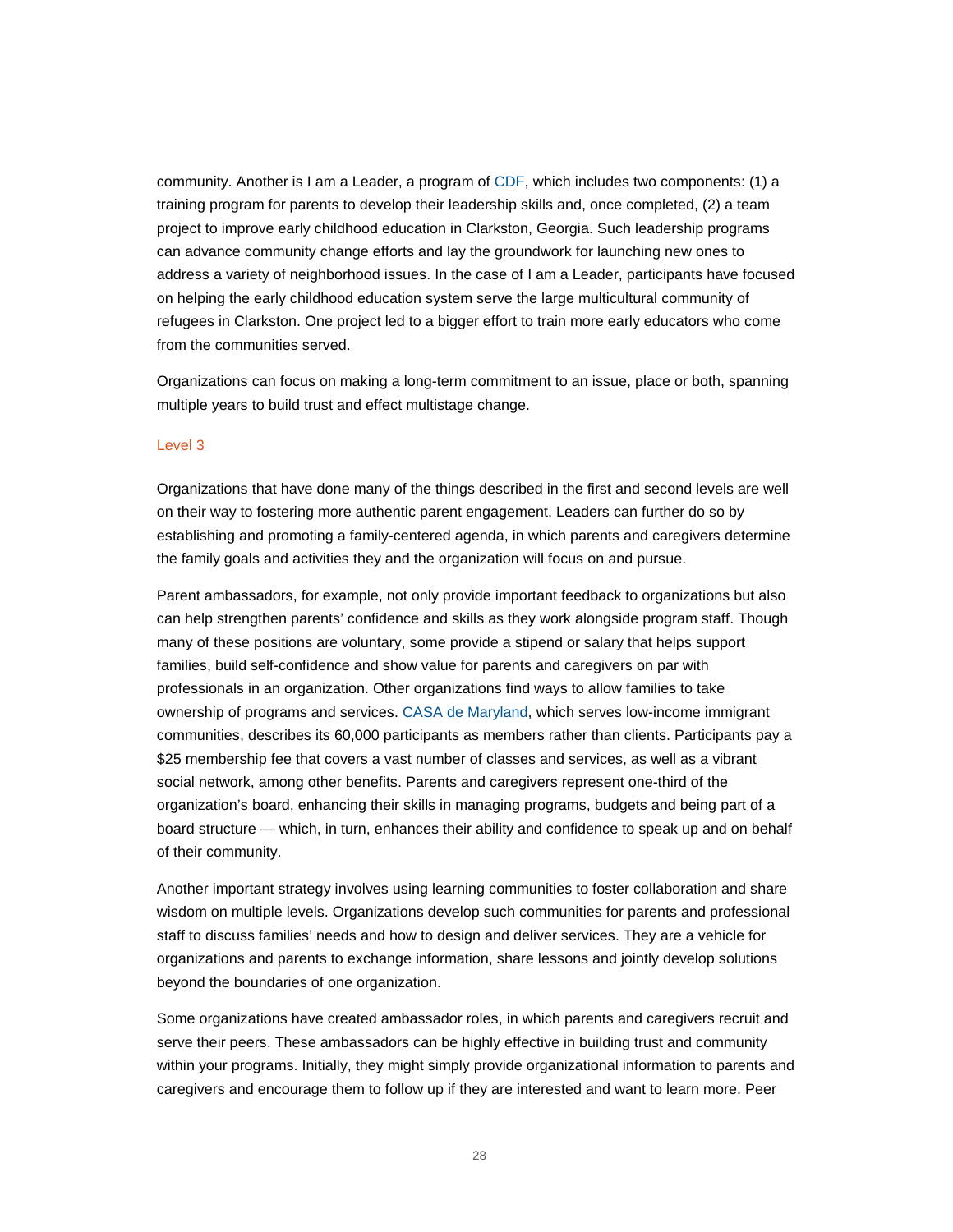community. Another is I am a Leader, a program of CDF, which includes two components: (1) a training program for parents to develop their leadership skills and, once completed, (2) a team project to improve early childhood education in Clarkston, Georgia. Such leadership programs can advance community change efforts and lay the groundwork for launching new ones to address a variety of neighborhood issues. In the case of I am a Leader, participants have focused on helping the early childhood education system serve the large multicultural community of refugees in Clarkston. One project led to a bigger effort to train more early educators who come from the communities served.

Organizations can focus on making a long-term commitment to an issue, place or both, spanning multiple years to build trust and effect multistage change.

### Level 3

Organizations that have done many of the things described in the first and second levels are well on their way to fostering more authentic parent engagement. Leaders can further do so by establishing and promoting a family-centered agenda, in which parents and caregivers determine the family goals and activities they and the organization will focus on and pursue.

Parent ambassadors, for example, not only provide important feedback to organizations but also can help strengthen parents' confidence and skills as they work alongside program staff. Though many of these positions are voluntary, some provide a stipend or salary that helps support families, build self-confidence and show value for parents and caregivers on par with professionals in an organization. Other organizations find ways to allow families to take ownership of programs and services. CASA de Maryland, which serves low-income immigrant communities, describes its 60,000 participants as members rather than clients. Participants pay a $25 membership fee that covers a vast number of classes and services, as well as a vibrant social network, among other benefits. Parents and caregivers represent one-third of the organization's board, enhancing their skills in managing programs, budgets and being part of a board structure — which, in turn, enhances their ability and confidence to speak up and on behalf of their community.

Another important strategy involves using learning communities to foster collaboration and share wisdom on multiple levels. Organizations develop such communities for parents and professional staff to discuss families' needs and how to design and deliver services. They are a vehicle for organizations and parents to exchange information, share lessons and jointly develop solutions beyond the boundaries of one organization.

Some organizations have created ambassador roles, in which parents and caregivers recruit and serve their peers. These ambassadors can be highly effective in building trust and community within your programs. Initially, they might simply provide organizational information to parents and caregivers and encourage them to follow up if they are interested and want to learn more. Peer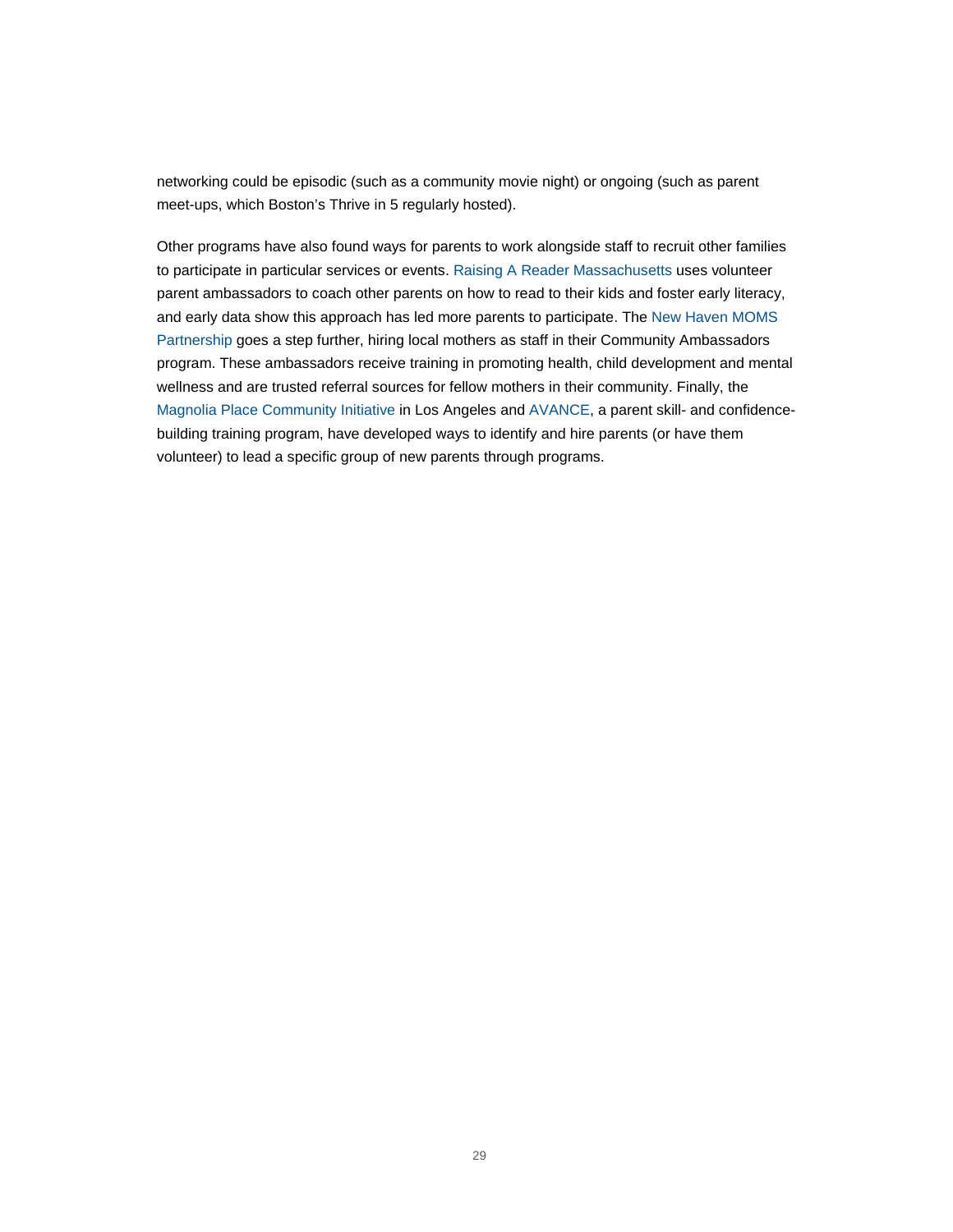networking could be episodic (such as a community movie night) or ongoing (such as parent meet-ups, which Boston's Thrive in 5 regularly hosted).

Other programs have also found ways for parents to work alongside staff to recruit other families to participate in particular services or events. Raising A Reader Massachusetts uses volunteer parent ambassadors to coach other parents on how to read to their kids and foster early literacy, and early data show this approach has led more parents to participate. The New Haven MOMS Partnership goes a step further, hiring local mothers as staff in their Community Ambassadors program. These ambassadors receive training in promoting health, child development and mental wellness and are trusted referral sources for fellow mothers in their community. Finally, the Magnolia Place Community Initiative in Los Angeles and AVANCE, a parent skill- and confidence-building training program, have developed ways to identify and hire parents (or have them volunteer) to lead a specific group of new parents through programs.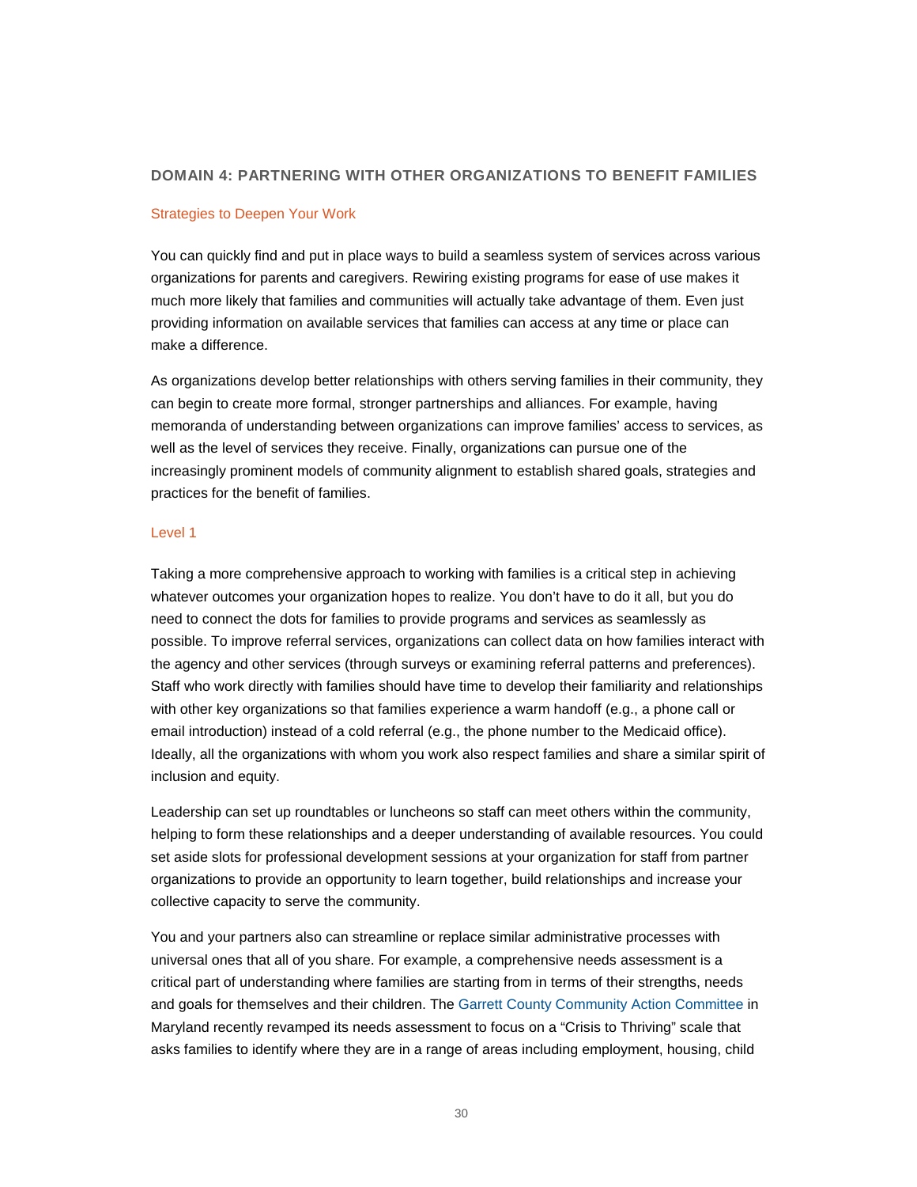## DOMAIN 4: PARTNERING WITH OTHER ORGANIZATIONS TO BENEFIT FAMILIES

### Strategies to Deepen Your Work

You can quickly find and put in place ways to build a seamless system of services across various organizations for parents and caregivers. Rewiring existing programs for ease of use makes it much more likely that families and communities will actually take advantage of them. Even just providing information on available services that families can access at any time or place can make a difference.

As organizations develop better relationships with others serving families in their community, they can begin to create more formal, stronger partnerships and alliances. For example, having memoranda of understanding between organizations can improve families' access to services, as well as the level of services they receive. Finally, organizations can pursue one of the increasingly prominent models of community alignment to establish shared goals, strategies and practices for the benefit of families.

### Level 1

Taking a more comprehensive approach to working with families is a critical step in achieving whatever outcomes your organization hopes to realize. You don't have to do it all, but you do need to connect the dots for families to provide programs and services as seamlessly as possible. To improve referral services, organizations can collect data on how families interact with the agency and other services (through surveys or examining referral patterns and preferences). Staff who work directly with families should have time to develop their familiarity and relationships with other key organizations so that families experience a warm handoff (e.g., a phone call or email introduction) instead of a cold referral (e.g., the phone number to the Medicaid office). Ideally, all the organizations with whom you work also respect families and share a similar spirit of inclusion and equity.

Leadership can set up roundtables or luncheons so staff can meet others within the community, helping to form these relationships and a deeper understanding of available resources. You could set aside slots for professional development sessions at your organization for staff from partner organizations to provide an opportunity to learn together, build relationships and increase your collective capacity to serve the community.

You and your partners also can streamline or replace similar administrative processes with universal ones that all of you share. For example, a comprehensive needs assessment is a critical part of understanding where families are starting from in terms of their strengths, needs and goals for themselves and their children. The Garrett County Community Action Committee in Maryland recently revamped its needs assessment to focus on a "Crisis to Thriving" scale that asks families to identify where they are in a range of areas including employment, housing, child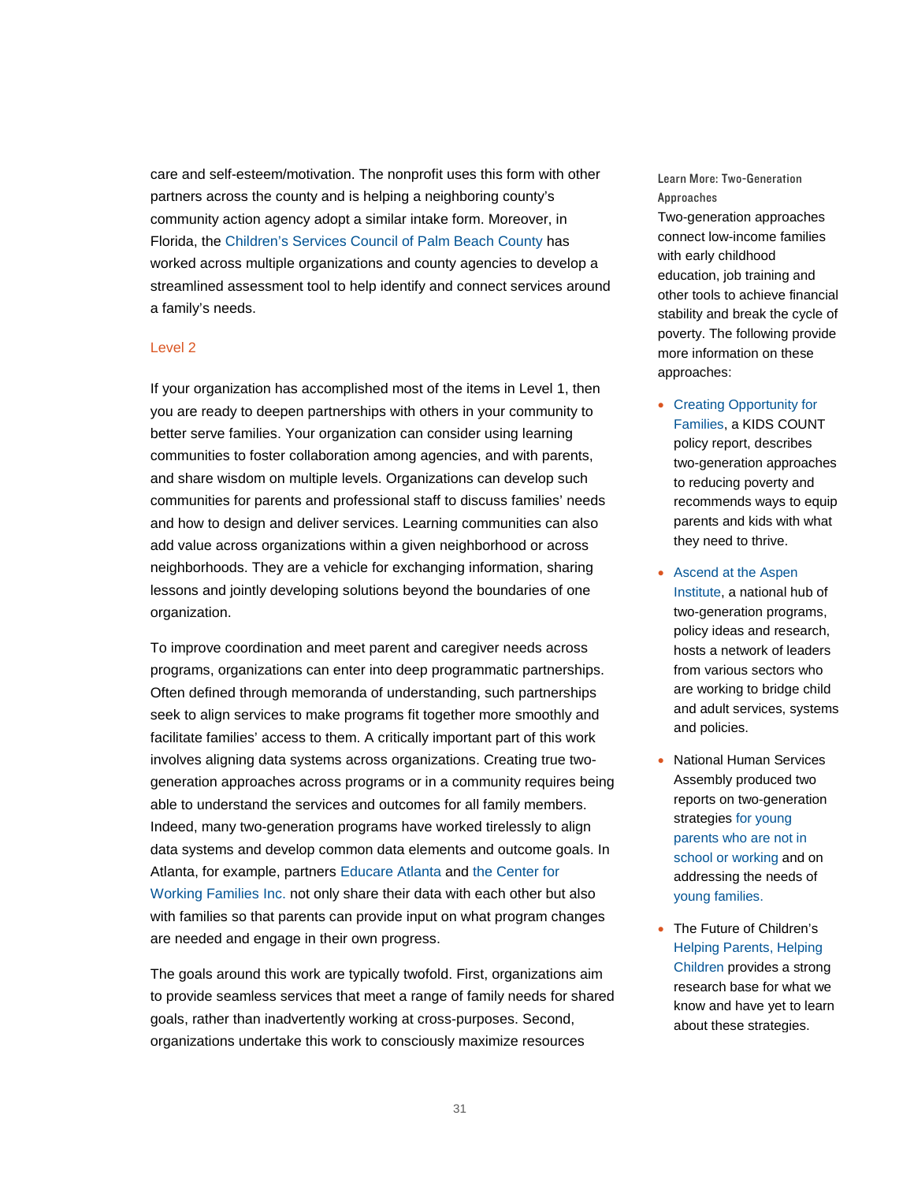care and self-esteem/motivation. The nonprofit uses this form with other partners across the county and is helping a neighboring county's community action agency adopt a similar intake form. Moreover, in Florida, the Children's Services Council of Palm Beach County has worked across multiple organizations and county agencies to develop a streamlined assessment tool to help identify and connect services around a family's needs.

### Level 2

If your organization has accomplished most of the items in Level 1, then you are ready to deepen partnerships with others in your community to better serve families. Your organization can consider using learning communities to foster collaboration among agencies, and with parents, and share wisdom on multiple levels. Organizations can develop such communities for parents and professional staff to discuss families' needs and how to design and deliver services. Learning communities can also add value across organizations within a given neighborhood or across neighborhoods. They are a vehicle for exchanging information, sharing lessons and jointly developing solutions beyond the boundaries of one organization.

To improve coordination and meet parent and caregiver needs across programs, organizations can enter into deep programmatic partnerships. Often defined through memoranda of understanding, such partnerships seek to align services to make programs fit together more smoothly and facilitate families' access to them. A critically important part of this work involves aligning data systems across organizations. Creating true two-generation approaches across programs or in a community requires being able to understand the services and outcomes for all family members. Indeed, many two-generation programs have worked tirelessly to align data systems and develop common data elements and outcome goals. In Atlanta, for example, partners Educare Atlanta and the Center for Working Families Inc. not only share their data with each other but also with families so that parents can provide input on what program changes are needed and engage in their own progress.

The goals around this work are typically twofold. First, organizations aim to provide seamless services that meet a range of family needs for shared goals, rather than inadvertently working at cross-purposes. Second, organizations undertake this work to consciously maximize resources

**Learn More: Two-Generation Approaches**

Two-generation approaches connect low-income families with early childhood education, job training and other tools to achieve financial stability and break the cycle of poverty. The following provide more information on these approaches:

- Creating Opportunity for Families, a KIDS COUNT policy report, describes two-generation approaches to reducing poverty and recommends ways to equip parents and kids with what they need to thrive.
- Ascend at the Aspen Institute, a national hub of two-generation programs, policy ideas and research, hosts a network of leaders from various sectors who are working to bridge child and adult services, systems and policies.
- National Human Services Assembly produced two reports on two-generation strategies for young parents who are not in school or working and on addressing the needs of young families.
- The Future of Children's Helping Parents, Helping Children provides a strong research base for what we know and have yet to learn about these strategies.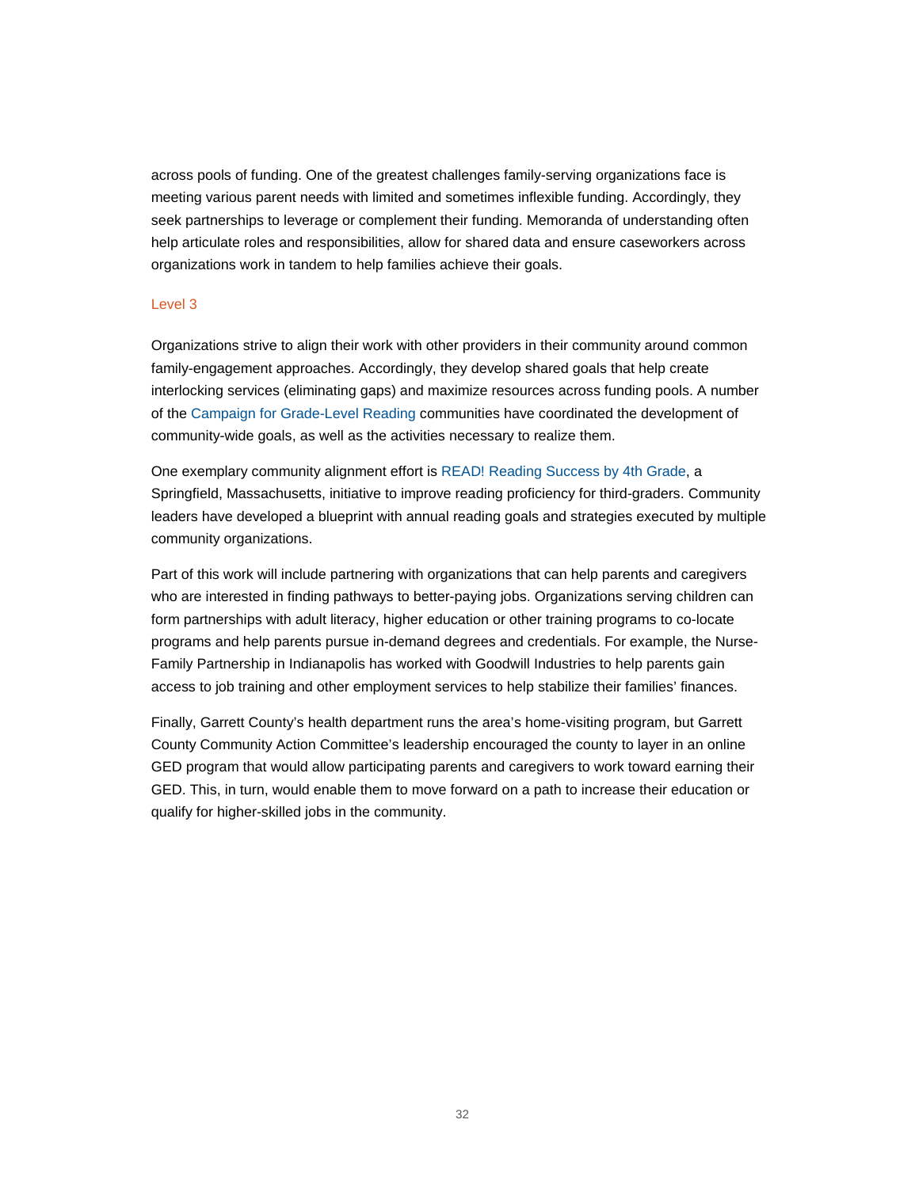across pools of funding. One of the greatest challenges family-serving organizations face is meeting various parent needs with limited and sometimes inflexible funding. Accordingly, they seek partnerships to leverage or complement their funding. Memoranda of understanding often help articulate roles and responsibilities, allow for shared data and ensure caseworkers across organizations work in tandem to help families achieve their goals.

### Level 3

Organizations strive to align their work with other providers in their community around common family-engagement approaches. Accordingly, they develop shared goals that help create interlocking services (eliminating gaps) and maximize resources across funding pools. A number of the Campaign for Grade-Level Reading communities have coordinated the development of community-wide goals, as well as the activities necessary to realize them.

One exemplary community alignment effort is READ! Reading Success by 4th Grade, a Springfield, Massachusetts, initiative to improve reading proficiency for third-graders. Community leaders have developed a blueprint with annual reading goals and strategies executed by multiple community organizations.

Part of this work will include partnering with organizations that can help parents and caregivers who are interested in finding pathways to better-paying jobs. Organizations serving children can form partnerships with adult literacy, higher education or other training programs to co-locate programs and help parents pursue in-demand degrees and credentials. For example, the Nurse-Family Partnership in Indianapolis has worked with Goodwill Industries to help parents gain access to job training and other employment services to help stabilize their families' finances.

Finally, Garrett County's health department runs the area's home-visiting program, but Garrett County Community Action Committee's leadership encouraged the county to layer in an online GED program that would allow participating parents and caregivers to work toward earning their GED. This, in turn, would enable them to move forward on a path to increase their education or qualify for higher-skilled jobs in the community.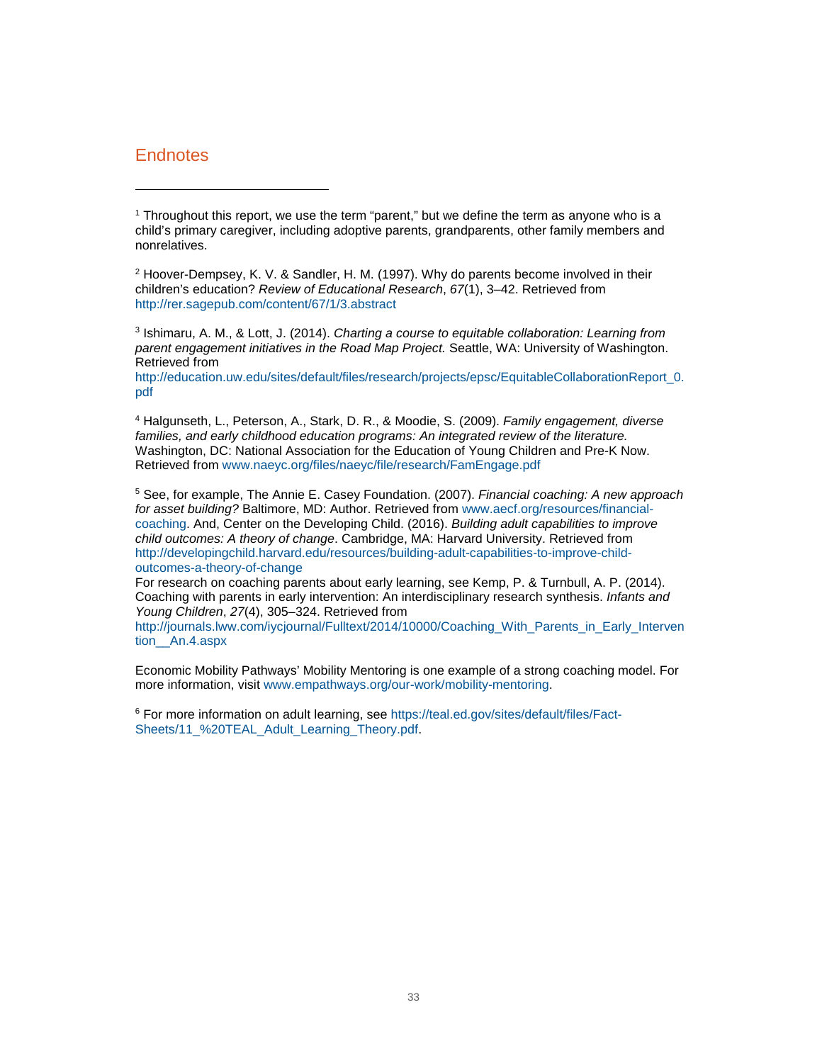## Endnotes

---

[1] Throughout this report, we use the term "parent," but we define the term as anyone who is a child's primary caregiver, including adoptive parents, grandparents, other family members and nonrelatives.

[2] Hoover-Dempsey, K. V. & Sandler, H. M. (1997). Why do parents become involved in their children's education? *Review of Educational Research*, *67*(1), 3–42. Retrieved from http://rer.sagepub.com/content/67/1/3.abstract

[3] Ishimaru, A. M., & Lott, J. (2014). *Charting a course to equitable collaboration: Learning from parent engagement initiatives in the Road Map Project.* Seattle, WA: University of Washington. Retrieved from http://education.uw.edu/sites/default/files/research/projects/epsc/EquitableCollaborationReport_0.pdf

[4] Halgunseth, L., Peterson, A., Stark, D. R., & Moodie, S. (2009). *Family engagement, diverse families, and early childhood education programs: An integrated review of the literature.* Washington, DC: National Association for the Education of Young Children and Pre-K Now. Retrieved from www.naeyc.org/files/naeyc/file/research/FamEngage.pdf

[5] See, for example, The Annie E. Casey Foundation. (2007). *Financial coaching: A new approach for asset building?* Baltimore, MD: Author. Retrieved from www.aecf.org/resources/financial-coaching. And, Center on the Developing Child. (2016). *Building adult capabilities to improve child outcomes: A theory of change*. Cambridge, MA: Harvard University. Retrieved from http://developingchild.harvard.edu/resources/building-adult-capabilities-to-improve-child-outcomes-a-theory-of-change
For research on coaching parents about early learning, see Kemp, P. & Turnbull, A. P. (2014). Coaching with parents in early intervention: An interdisciplinary research synthesis. *Infants and Young Children*, *27*(4), 305–324. Retrieved from http://journals.lww.com/iycjournal/Fulltext/2014/10000/Coaching_With_Parents_in_Early_Intervention__An.4.aspx

Economic Mobility Pathways' Mobility Mentoring is one example of a strong coaching model. For more information, visit www.empathways.org/our-work/mobility-mentoring.

[6] For more information on adult learning, see https://teal.ed.gov/sites/default/files/Fact-Sheets/11_%20TEAL_Adult_Learning_Theory.pdf.